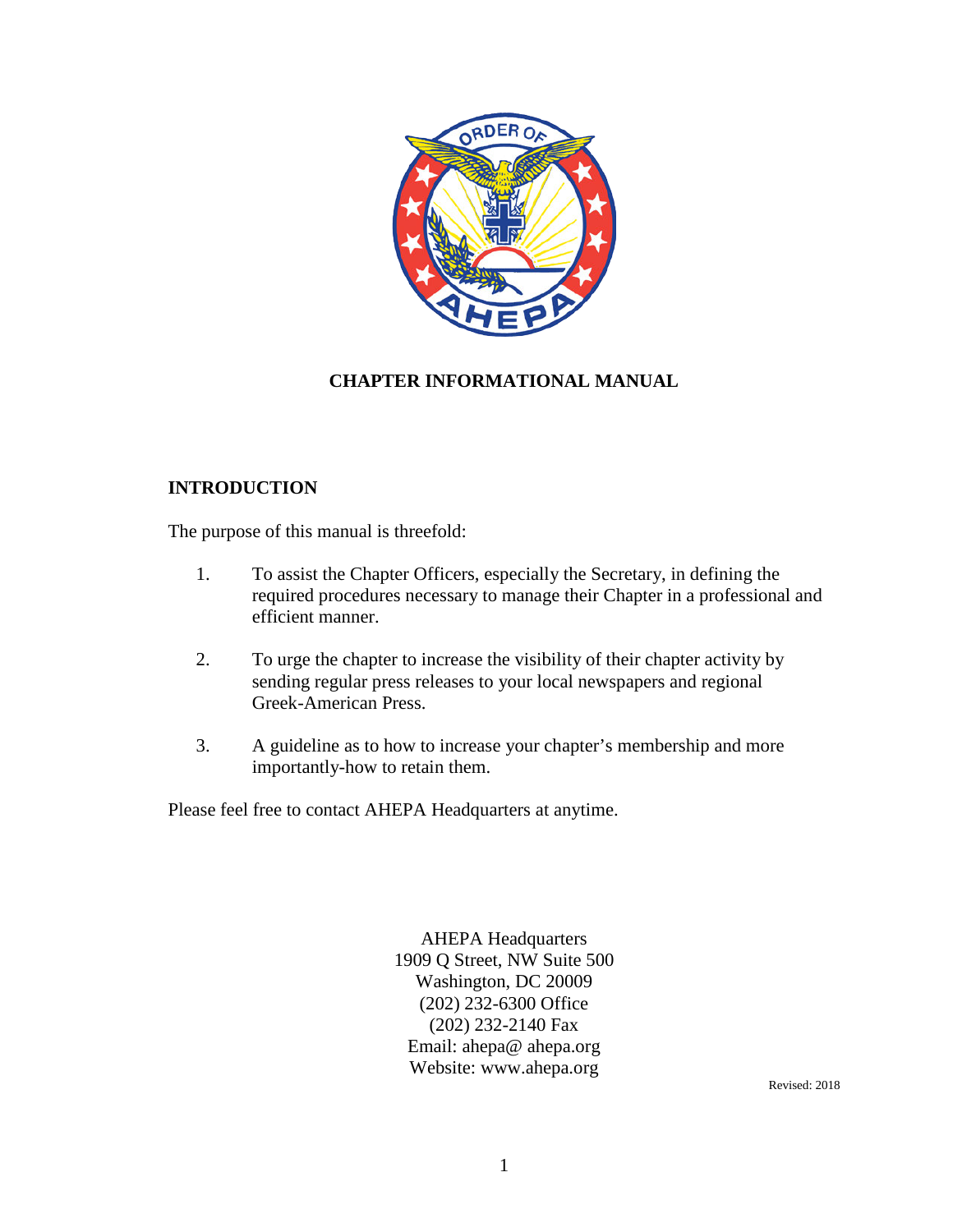# CHAPTER INFORMATIONAL MANUAL

## INTRODUCTION

The purpose of this manual is threefold:

1. To assist the Chapter Officers, especially the Secretary, in defining the required procedures necessary to manage their Chapter in a professional and efficient manner.

2. To urge the chapter to increase the visibility of their chapter activity by sending regular press releases to your local newspapers and regional Greek-American Press.

3. A guideline as to how to increase your chapter's membership and more importantly-how to retain them.

Please feel free to contact AHEPA Headquarters at anytime.

AHEPA Headquarters
1909 Q Street, NW Suite 500
Washington, DC 20009
(202) 232-6300 Office
(202) 232-2140 Fax
Email: ahepa@ ahepa.org
Website: www.ahepa.org

Revised: 2018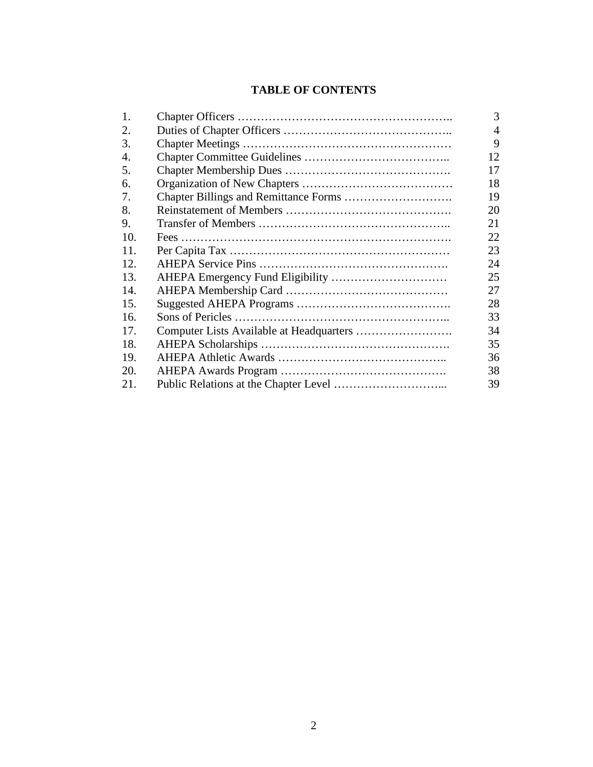# TABLE OF CONTENTS

| | | |
|---|---|---|
| 1. | Chapter Officers ……………………………………………….. | 3 |
| 2. | Duties of Chapter Officers …………………………………….. | 4 |
| 3. | Chapter Meetings ……………………………………………… | 9 |
| 4. | Chapter Committee Guidelines ……………………………….. | 12 |
| 5. | Chapter Membership Dues ……………………………………. | 17 |
| 6. | Organization of New Chapters ………………………………… | 18 |
| 7. | Chapter Billings and Remittance Forms ………………………. | 19 |
| 8. | Reinstatement of Members ……………………………………. | 20 |
| 9. | Transfer of Members ………………………………………….. | 21 |
| 10. | Fees ……………………………………………………………. | 22 |
| 11. | Per Capita Tax ………………………………………………… | 23 |
| 12. | AHEPA Service Pins …………………………………………. | 24 |
| 13. | AHEPA Emergency Fund Eligibility ………………………… | 25 |
| 14. | AHEPA Membership Card …………………………………… | 27 |
| 15. | Suggested AHEPA Programs …………………………………. | 28 |
| 16. | Sons of Pericles ……………………………………………….. | 33 |
| 17. | Computer Lists Available at Headquarters ……………………. | 34 |
| 18. | AHEPA Scholarships …………………………………………. | 35 |
| 19. | AHEPA Athletic Awards …………………………………….. | 36 |
| 20. | AHEPA Awards Program ……………………………………. | 38 |
| 21. | Public Relations at the Chapter Level ………………………... | 39 |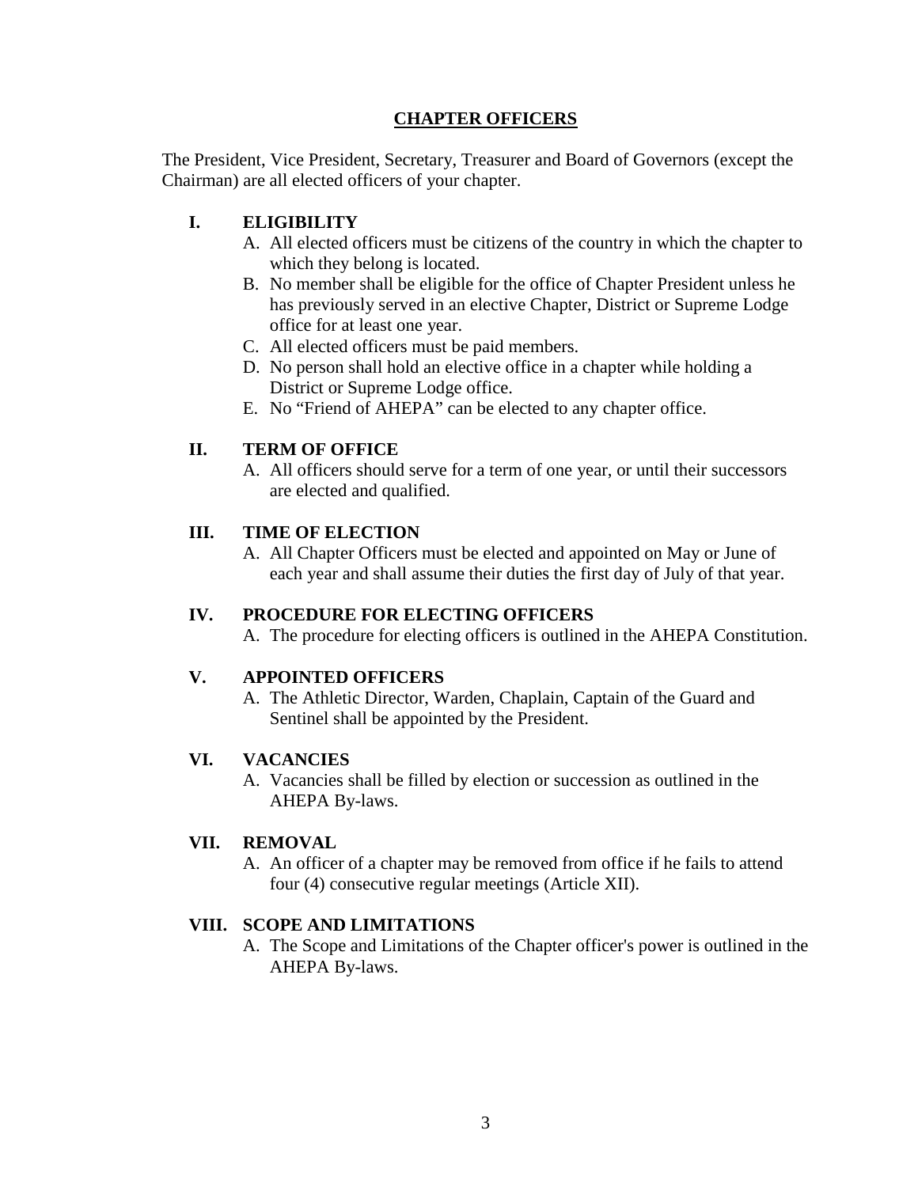# CHAPTER OFFICERS

The President, Vice President, Secretary, Treasurer and Board of Governors (except the Chairman) are all elected officers of your chapter.

## I. ELIGIBILITY

A. All elected officers must be citizens of the country in which the chapter to which they belong is located.
B. No member shall be eligible for the office of Chapter President unless he has previously served in an elective Chapter, District or Supreme Lodge office for at least one year.
C. All elected officers must be paid members.
D. No person shall hold an elective office in a chapter while holding a District or Supreme Lodge office.
E. No "Friend of AHEPA" can be elected to any chapter office.

## II. TERM OF OFFICE

A. All officers should serve for a term of one year, or until their successors are elected and qualified.

## III. TIME OF ELECTION

A. All Chapter Officers must be elected and appointed on May or June of each year and shall assume their duties the first day of July of that year.

## IV. PROCEDURE FOR ELECTING OFFICERS

A. The procedure for electing officers is outlined in the AHEPA Constitution.

## V. APPOINTED OFFICERS

A. The Athletic Director, Warden, Chaplain, Captain of the Guard and Sentinel shall be appointed by the President.

## VI. VACANCIES

A. Vacancies shall be filled by election or succession as outlined in the AHEPA By-laws.

## VII. REMOVAL

A. An officer of a chapter may be removed from office if he fails to attend four (4) consecutive regular meetings (Article XII).

## VIII. SCOPE AND LIMITATIONS

A. The Scope and Limitations of the Chapter officer's power is outlined in the AHEPA By-laws.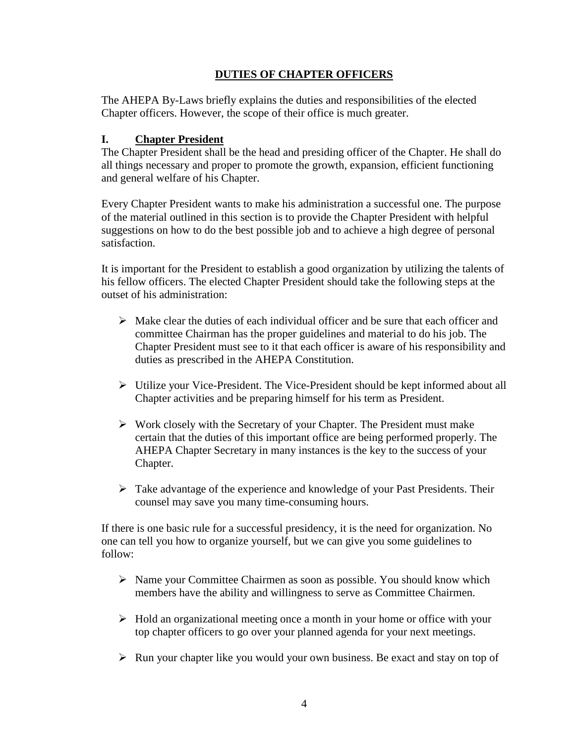# DUTIES OF CHAPTER OFFICERS

The AHEPA By-Laws briefly explains the duties and responsibilities of the elected Chapter officers. However, the scope of their office is much greater.

## I. Chapter President

The Chapter President shall be the head and presiding officer of the Chapter. He shall do all things necessary and proper to promote the growth, expansion, efficient functioning and general welfare of his Chapter.

Every Chapter President wants to make his administration a successful one. The purpose of the material outlined in this section is to provide the Chapter President with helpful suggestions on how to do the best possible job and to achieve a high degree of personal satisfaction.

It is important for the President to establish a good organization by utilizing the talents of his fellow officers. The elected Chapter President should take the following steps at the outset of his administration:

- Make clear the duties of each individual officer and be sure that each officer and committee Chairman has the proper guidelines and material to do his job. The Chapter President must see to it that each officer is aware of his responsibility and duties as prescribed in the AHEPA Constitution.
- Utilize your Vice-President. The Vice-President should be kept informed about all Chapter activities and be preparing himself for his term as President.
- Work closely with the Secretary of your Chapter. The President must make certain that the duties of this important office are being performed properly. The AHEPA Chapter Secretary in many instances is the key to the success of your Chapter.
- Take advantage of the experience and knowledge of your Past Presidents. Their counsel may save you many time-consuming hours.

If there is one basic rule for a successful presidency, it is the need for organization. No one can tell you how to organize yourself, but we can give you some guidelines to follow:

- Name your Committee Chairmen as soon as possible. You should know which members have the ability and willingness to serve as Committee Chairmen.
- Hold an organizational meeting once a month in your home or office with your top chapter officers to go over your planned agenda for your next meetings.
- Run your chapter like you would your own business. Be exact and stay on top of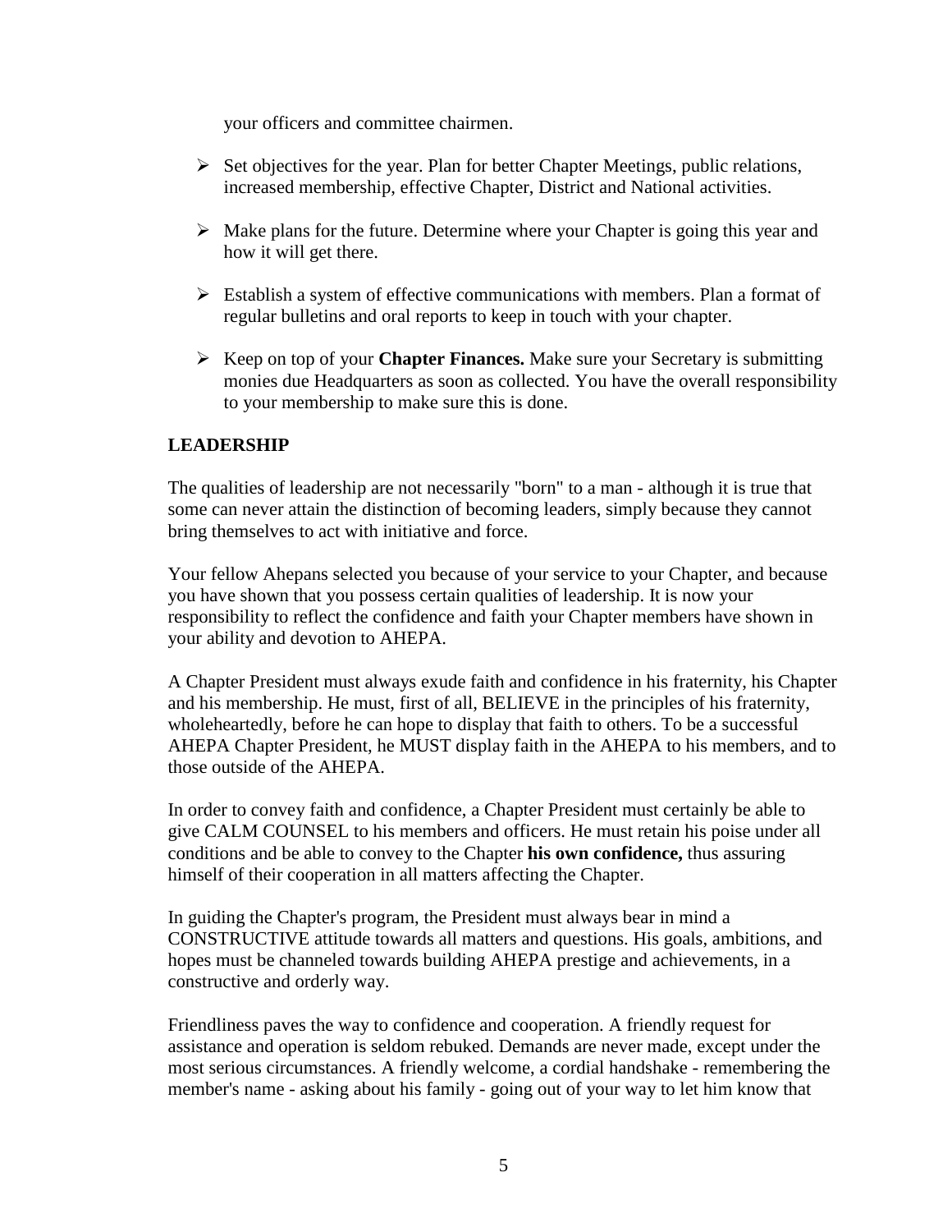your officers and committee chairmen.

- Set objectives for the year. Plan for better Chapter Meetings, public relations, increased membership, effective Chapter, District and National activities.

- Make plans for the future. Determine where your Chapter is going this year and how it will get there.

- Establish a system of effective communications with members. Plan a format of regular bulletins and oral reports to keep in touch with your chapter.

- Keep on top of your **Chapter Finances.** Make sure your Secretary is submitting monies due Headquarters as soon as collected. You have the overall responsibility to your membership to make sure this is done.

## LEADERSHIP

The qualities of leadership are not necessarily "born" to a man - although it is true that some can never attain the distinction of becoming leaders, simply because they cannot bring themselves to act with initiative and force.

Your fellow Ahepans selected you because of your service to your Chapter, and because you have shown that you possess certain qualities of leadership. It is now your responsibility to reflect the confidence and faith your Chapter members have shown in your ability and devotion to AHEPA.

A Chapter President must always exude faith and confidence in his fraternity, his Chapter and his membership. He must, first of all, BELIEVE in the principles of his fraternity, wholeheartedly, before he can hope to display that faith to others. To be a successful AHEPA Chapter President, he MUST display faith in the AHEPA to his members, and to those outside of the AHEPA.

In order to convey faith and confidence, a Chapter President must certainly be able to give CALM COUNSEL to his members and officers. He must retain his poise under all conditions and be able to convey to the Chapter **his own confidence,** thus assuring himself of their cooperation in all matters affecting the Chapter.

In guiding the Chapter's program, the President must always bear in mind a CONSTRUCTIVE attitude towards all matters and questions. His goals, ambitions, and hopes must be channeled towards building AHEPA prestige and achievements, in a constructive and orderly way.

Friendliness paves the way to confidence and cooperation. A friendly request for assistance and operation is seldom rebuked. Demands are never made, except under the most serious circumstances. A friendly welcome, a cordial handshake - remembering the member's name - asking about his family - going out of your way to let him know that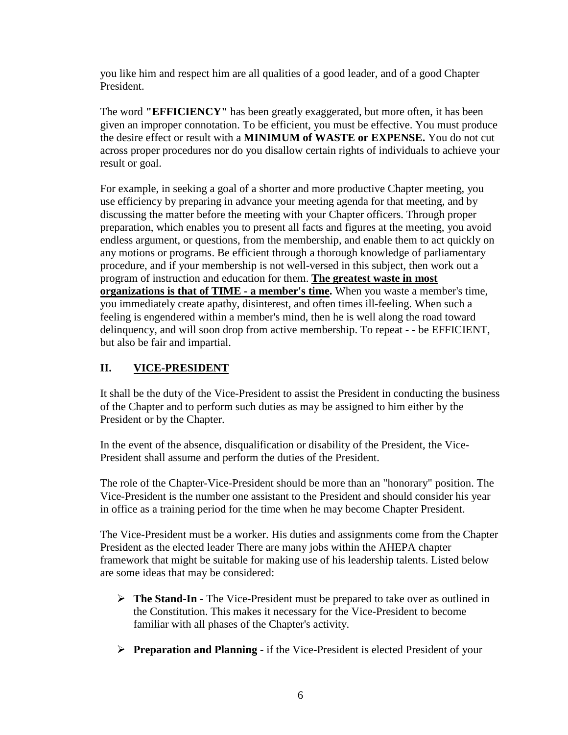you like him and respect him are all qualities of a good leader, and of a good Chapter President.

The word **"EFFICIENCY"** has been greatly exaggerated, but more often, it has been given an improper connotation. To be efficient, you must be effective. You must produce the desire effect or result with a **MINIMUM of WASTE or EXPENSE.** You do not cut across proper procedures nor do you disallow certain rights of individuals to achieve your result or goal.

For example, in seeking a goal of a shorter and more productive Chapter meeting, you use efficiency by preparing in advance your meeting agenda for that meeting, and by discussing the matter before the meeting with your Chapter officers. Through proper preparation, which enables you to present all facts and figures at the meeting, you avoid endless argument, or questions, from the membership, and enable them to act quickly on any motions or programs. Be efficient through a thorough knowledge of parliamentary procedure, and if your membership is not well-versed in this subject, then work out a program of instruction and education for them. **<u>The greatest waste in most organizations is that of TIME - a member's time</u>.** When you waste a member's time, you immediately create apathy, disinterest, and often times ill-feeling. When such a feeling is engendered within a member's mind, then he is well along the road toward delinquency, and will soon drop from active membership. To repeat - - be EFFICIENT, but also be fair and impartial.

## II. <u>VICE-PRESIDENT</u>

It shall be the duty of the Vice-President to assist the President in conducting the business of the Chapter and to perform such duties as may be assigned to him either by the President or by the Chapter.

In the event of the absence, disqualification or disability of the President, the Vice-President shall assume and perform the duties of the President.

The role of the Chapter-Vice-President should be more than an "honorary" position. The Vice-President is the number one assistant to the President and should consider his year in office as a training period for the time when he may become Chapter President.

The Vice-President must be a worker. His duties and assignments come from the Chapter President as the elected leader There are many jobs within the AHEPA chapter framework that might be suitable for making use of his leadership talents. Listed below are some ideas that may be considered:

- **The Stand-In** - The Vice-President must be prepared to take over as outlined in the Constitution. This makes it necessary for the Vice-President to become familiar with all phases of the Chapter's activity.
- **Preparation and Planning** - if the Vice-President is elected President of your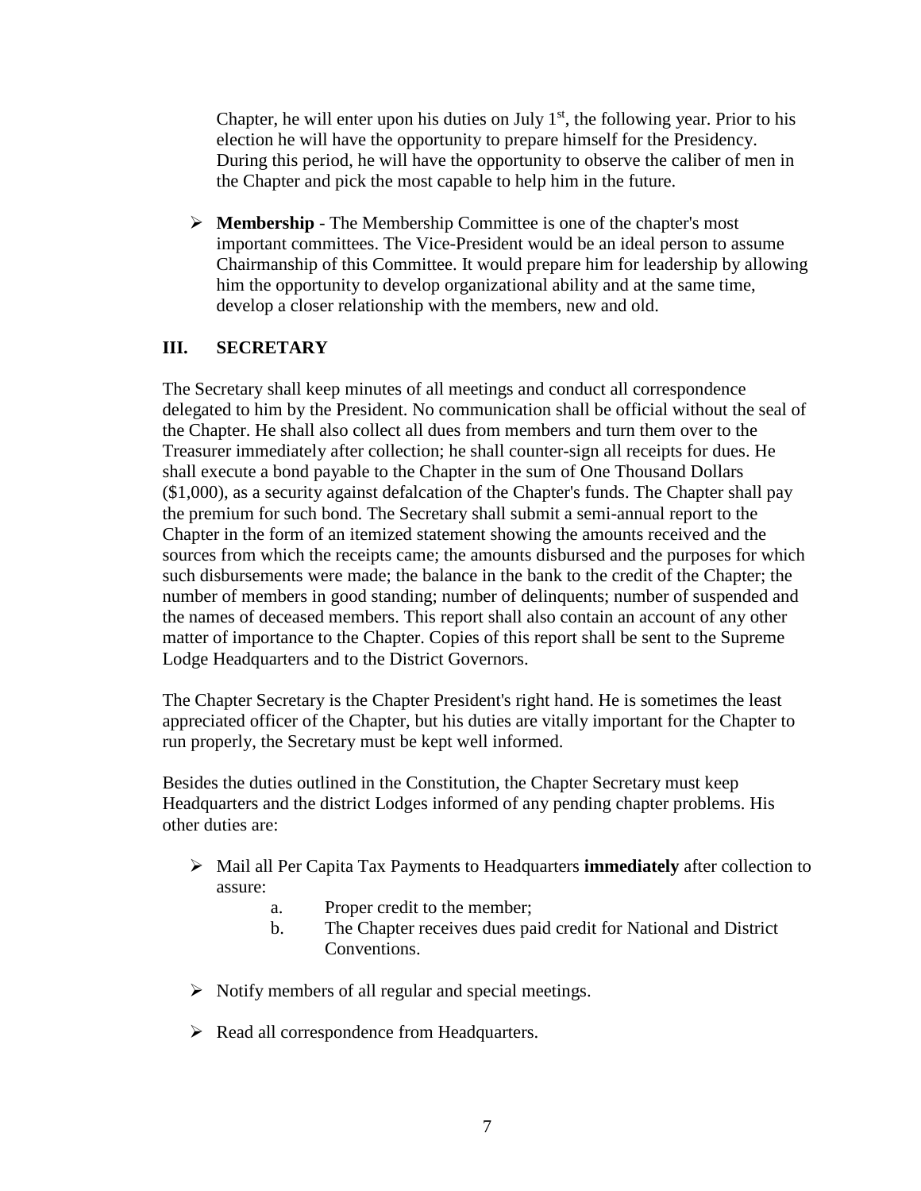Chapter, he will enter upon his duties on July 1st, the following year. Prior to his election he will have the opportunity to prepare himself for the Presidency. During this period, he will have the opportunity to observe the caliber of men in the Chapter and pick the most capable to help him in the future.

- **Membership** - The Membership Committee is one of the chapter's most important committees. The Vice-President would be an ideal person to assume Chairmanship of this Committee. It would prepare him for leadership by allowing him the opportunity to develop organizational ability and at the same time, develop a closer relationship with the members, new and old.

## III. SECRETARY

The Secretary shall keep minutes of all meetings and conduct all correspondence delegated to him by the President. No communication shall be official without the seal of the Chapter. He shall also collect all dues from members and turn them over to the Treasurer immediately after collection; he shall counter-sign all receipts for dues. He shall execute a bond payable to the Chapter in the sum of One Thousand Dollars ($1,000), as a security against defalcation of the Chapter's funds. The Chapter shall pay the premium for such bond. The Secretary shall submit a semi-annual report to the Chapter in the form of an itemized statement showing the amounts received and the sources from which the receipts came; the amounts disbursed and the purposes for which such disbursements were made; the balance in the bank to the credit of the Chapter; the number of members in good standing; number of delinquents; number of suspended and the names of deceased members. This report shall also contain an account of any other matter of importance to the Chapter. Copies of this report shall be sent to the Supreme Lodge Headquarters and to the District Governors.

The Chapter Secretary is the Chapter President's right hand. He is sometimes the least appreciated officer of the Chapter, but his duties are vitally important for the Chapter to run properly, the Secretary must be kept well informed.

Besides the duties outlined in the Constitution, the Chapter Secretary must keep Headquarters and the district Lodges informed of any pending chapter problems. His other duties are:

- Mail all Per Capita Tax Payments to Headquarters **immediately** after collection to assure:
  - a. Proper credit to the member;
  - b. The Chapter receives dues paid credit for National and District Conventions.
- Notify members of all regular and special meetings.
- Read all correspondence from Headquarters.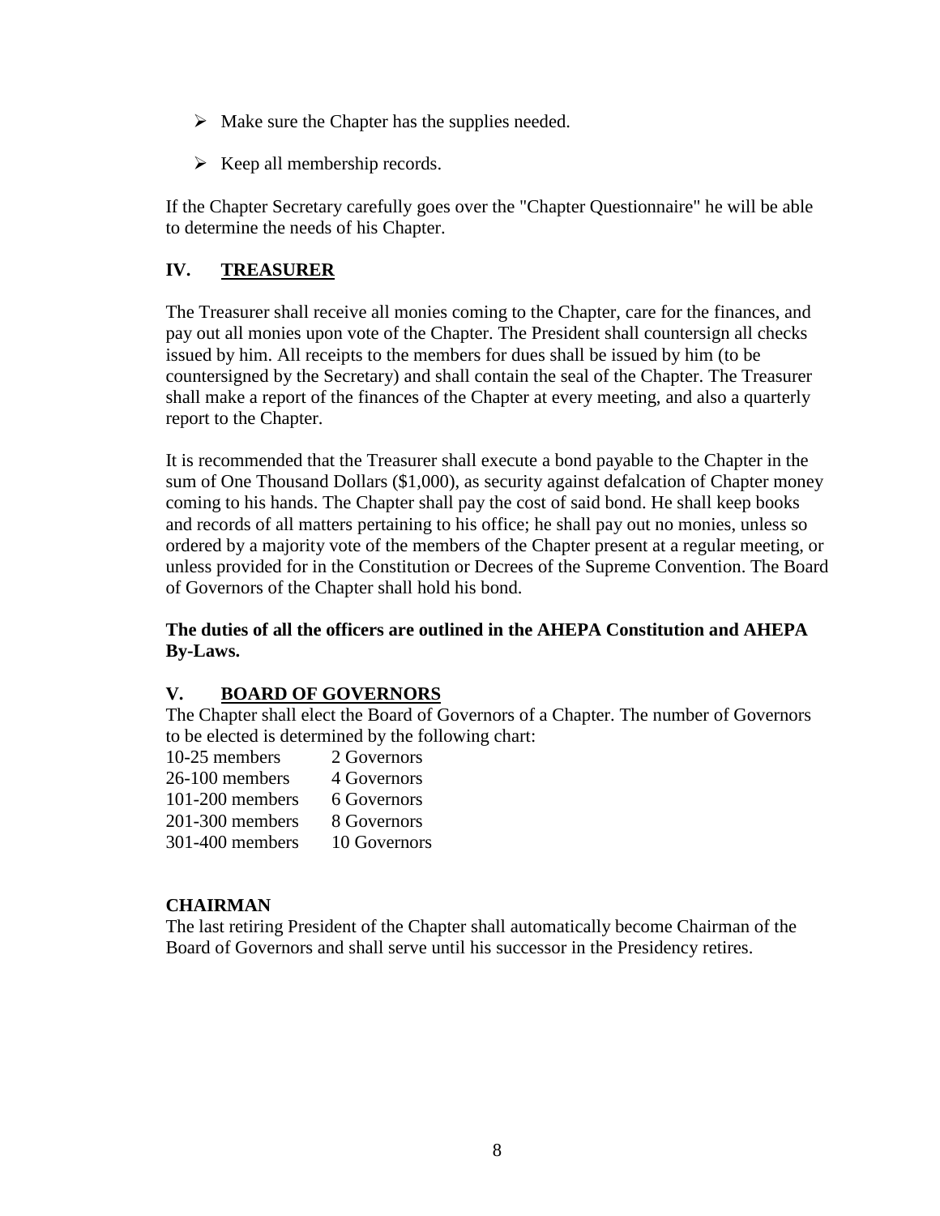- Make sure the Chapter has the supplies needed.
- Keep all membership records.

If the Chapter Secretary carefully goes over the "Chapter Questionnaire" he will be able to determine the needs of his Chapter.

## IV. TREASURER

The Treasurer shall receive all monies coming to the Chapter, care for the finances, and pay out all monies upon vote of the Chapter. The President shall countersign all checks issued by him. All receipts to the members for dues shall be issued by him (to be countersigned by the Secretary) and shall contain the seal of the Chapter. The Treasurer shall make a report of the finances of the Chapter at every meeting, and also a quarterly report to the Chapter.

It is recommended that the Treasurer shall execute a bond payable to the Chapter in the sum of One Thousand Dollars ($1,000), as security against defalcation of Chapter money coming to his hands. The Chapter shall pay the cost of said bond. He shall keep books and records of all matters pertaining to his office; he shall pay out no monies, unless so ordered by a majority vote of the members of the Chapter present at a regular meeting, or unless provided for in the Constitution or Decrees of the Supreme Convention. The Board of Governors of the Chapter shall hold his bond.

**The duties of all the officers are outlined in the AHEPA Constitution and AHEPA By-Laws.**

## V. BOARD OF GOVERNORS

The Chapter shall elect the Board of Governors of a Chapter. The number of Governors to be elected is determined by the following chart:

| Members | Governors |
|---|---|
| 10-25 members | 2 Governors |
| 26-100 members | 4 Governors |
| 101-200 members | 6 Governors |
| 201-300 members | 8 Governors |
| 301-400 members | 10 Governors |

### CHAIRMAN

The last retiring President of the Chapter shall automatically become Chairman of the Board of Governors and shall serve until his successor in the Presidency retires.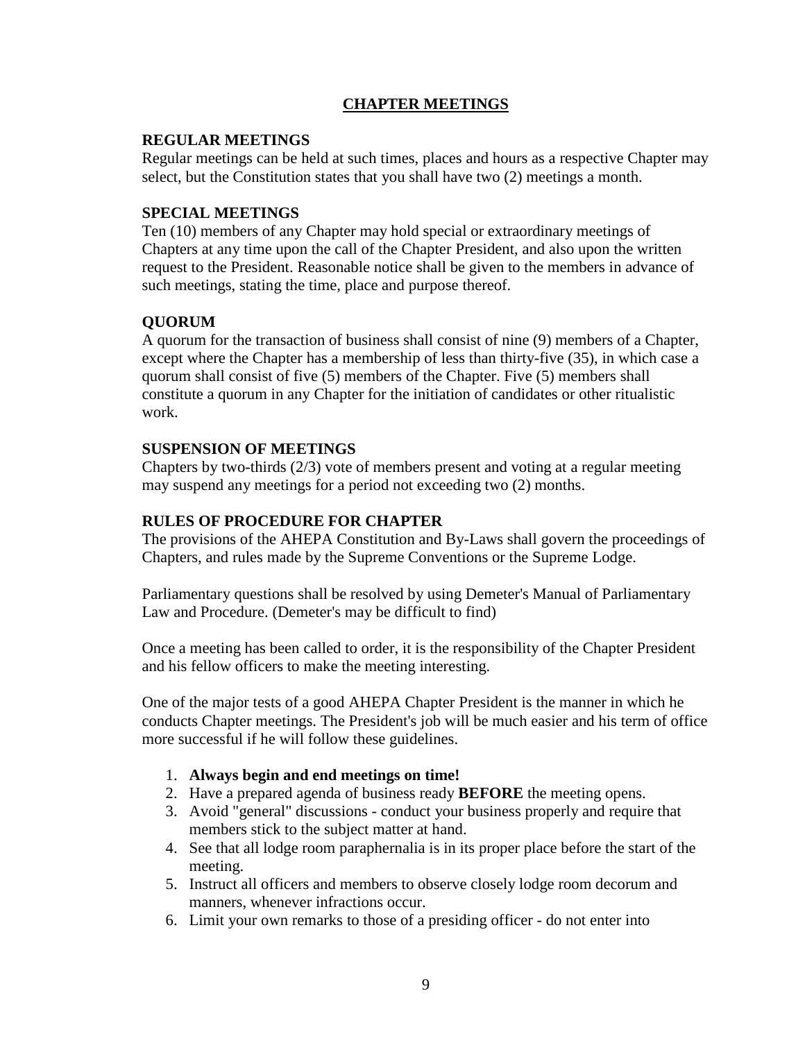## CHAPTER MEETINGS

### REGULAR MEETINGS

Regular meetings can be held at such times, places and hours as a respective Chapter may select, but the Constitution states that you shall have two (2) meetings a month.

### SPECIAL MEETINGS

Ten (10) members of any Chapter may hold special or extraordinary meetings of Chapters at any time upon the call of the Chapter President, and also upon the written request to the President. Reasonable notice shall be given to the members in advance of such meetings, stating the time, place and purpose thereof.

### QUORUM

A quorum for the transaction of business shall consist of nine (9) members of a Chapter, except where the Chapter has a membership of less than thirty-five (35), in which case a quorum shall consist of five (5) members of the Chapter. Five (5) members shall constitute a quorum in any Chapter for the initiation of candidates or other ritualistic work.

### SUSPENSION OF MEETINGS

Chapters by two-thirds (2/3) vote of members present and voting at a regular meeting may suspend any meetings for a period not exceeding two (2) months.

### RULES OF PROCEDURE FOR CHAPTER

The provisions of the AHEPA Constitution and By-Laws shall govern the proceedings of Chapters, and rules made by the Supreme Conventions or the Supreme Lodge.

Parliamentary questions shall be resolved by using Demeter's Manual of Parliamentary Law and Procedure. (Demeter's may be difficult to find)

Once a meeting has been called to order, it is the responsibility of the Chapter President and his fellow officers to make the meeting interesting.

One of the major tests of a good AHEPA Chapter President is the manner in which he conducts Chapter meetings. The President's job will be much easier and his term of office more successful if he will follow these guidelines.

1. **Always begin and end meetings on time!**
2. Have a prepared agenda of business ready **BEFORE** the meeting opens.
3. Avoid "general" discussions - conduct your business properly and require that members stick to the subject matter at hand.
4. See that all lodge room paraphernalia is in its proper place before the start of the meeting.
5. Instruct all officers and members to observe closely lodge room decorum and manners, whenever infractions occur.
6. Limit your own remarks to those of a presiding officer - do not enter into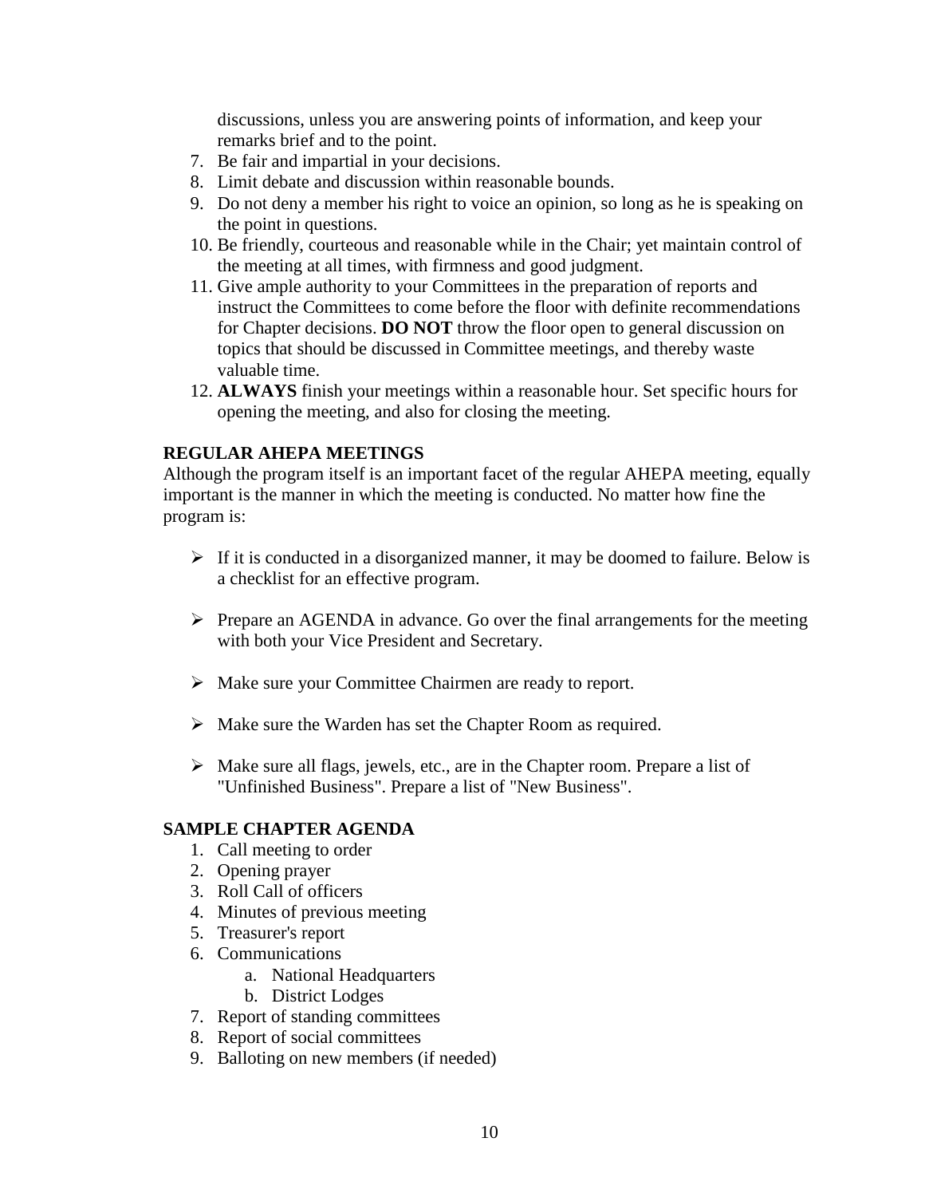discussions, unless you are answering points of information, and keep your remarks brief and to the point.

7. Be fair and impartial in your decisions.
8. Limit debate and discussion within reasonable bounds.
9. Do not deny a member his right to voice an opinion, so long as he is speaking on the point in questions.
10. Be friendly, courteous and reasonable while in the Chair; yet maintain control of the meeting at all times, with firmness and good judgment.
11. Give ample authority to your Committees in the preparation of reports and instruct the Committees to come before the floor with definite recommendations for Chapter decisions. **DO NOT** throw the floor open to general discussion on topics that should be discussed in Committee meetings, and thereby waste valuable time.
12. **ALWAYS** finish your meetings within a reasonable hour. Set specific hours for opening the meeting, and also for closing the meeting.

**REGULAR AHEPA MEETINGS**

Although the program itself is an important facet of the regular AHEPA meeting, equally important is the manner in which the meeting is conducted. No matter how fine the program is:

- If it is conducted in a disorganized manner, it may be doomed to failure. Below is a checklist for an effective program.
- Prepare an AGENDA in advance. Go over the final arrangements for the meeting with both your Vice President and Secretary.
- Make sure your Committee Chairmen are ready to report.
- Make sure the Warden has set the Chapter Room as required.
- Make sure all flags, jewels, etc., are in the Chapter room. Prepare a list of "Unfinished Business". Prepare a list of "New Business".

**SAMPLE CHAPTER AGENDA**

1. Call meeting to order
2. Opening prayer
3. Roll Call of officers
4. Minutes of previous meeting
5. Treasurer's report
6. Communications
   a. National Headquarters
   b. District Lodges
7. Report of standing committees
8. Report of social committees
9. Balloting on new members (if needed)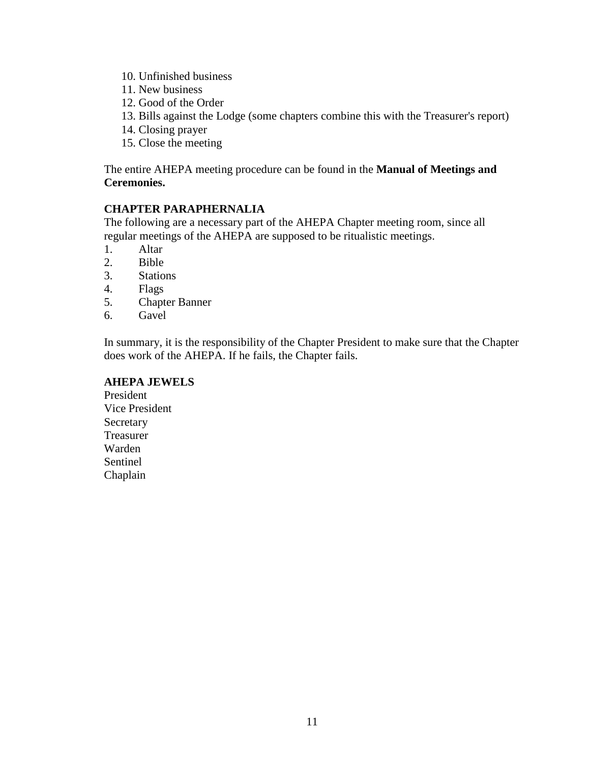10. Unfinished business
11. New business
12. Good of the Order
13. Bills against the Lodge (some chapters combine this with the Treasurer's report)
14. Closing prayer
15. Close the meeting

The entire AHEPA meeting procedure can be found in the **Manual of Meetings and Ceremonies.**

**CHAPTER PARAPHERNALIA**

The following are a necessary part of the AHEPA Chapter meeting room, since all regular meetings of the AHEPA are supposed to be ritualistic meetings.

1. Altar
2. Bible
3. Stations
4. Flags
5. Chapter Banner
6. Gavel

In summary, it is the responsibility of the Chapter President to make sure that the Chapter does work of the AHEPA. If he fails, the Chapter fails.

**AHEPA JEWELS**

President
Vice President
Secretary
Treasurer
Warden
Sentinel
Chaplain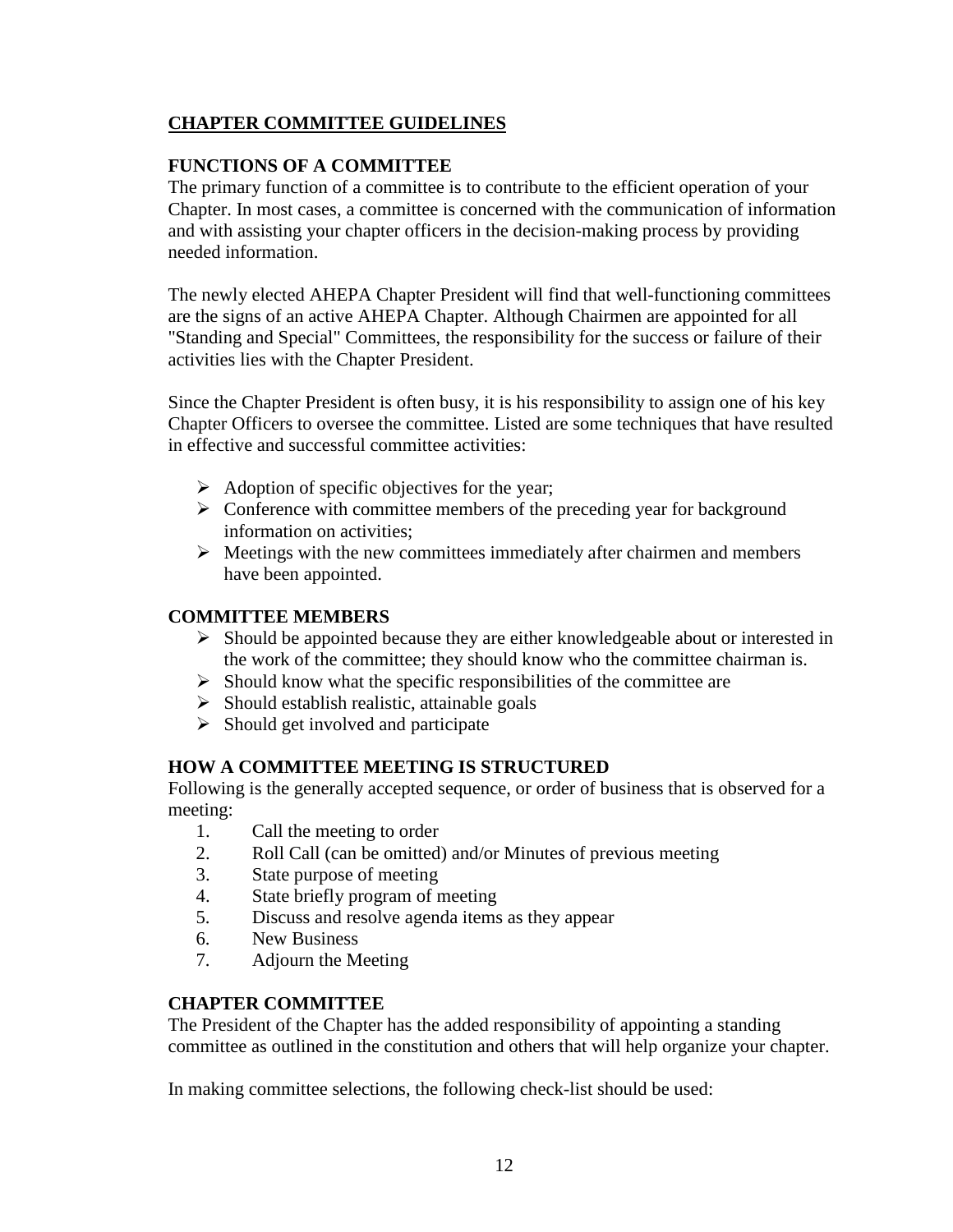## CHAPTER COMMITTEE GUIDELINES

### FUNCTIONS OF A COMMITTEE

The primary function of a committee is to contribute to the efficient operation of your Chapter. In most cases, a committee is concerned with the communication of information and with assisting your chapter officers in the decision-making process by providing needed information.

The newly elected AHEPA Chapter President will find that well-functioning committees are the signs of an active AHEPA Chapter. Although Chairmen are appointed for all "Standing and Special" Committees, the responsibility for the success or failure of their activities lies with the Chapter President.

Since the Chapter President is often busy, it is his responsibility to assign one of his key Chapter Officers to oversee the committee. Listed are some techniques that have resulted in effective and successful committee activities:

- Adoption of specific objectives for the year;
- Conference with committee members of the preceding year for background information on activities;
- Meetings with the new committees immediately after chairmen and members have been appointed.

### COMMITTEE MEMBERS

- Should be appointed because they are either knowledgeable about or interested in the work of the committee; they should know who the committee chairman is.
- Should know what the specific responsibilities of the committee are
- Should establish realistic, attainable goals
- Should get involved and participate

### HOW A COMMITTEE MEETING IS STRUCTURED

Following is the generally accepted sequence, or order of business that is observed for a meeting:

1. Call the meeting to order
2. Roll Call (can be omitted) and/or Minutes of previous meeting
3. State purpose of meeting
4. State briefly program of meeting
5. Discuss and resolve agenda items as they appear
6. New Business
7. Adjourn the Meeting

### CHAPTER COMMITTEE

The President of the Chapter has the added responsibility of appointing a standing committee as outlined in the constitution and others that will help organize your chapter.

In making committee selections, the following check-list should be used: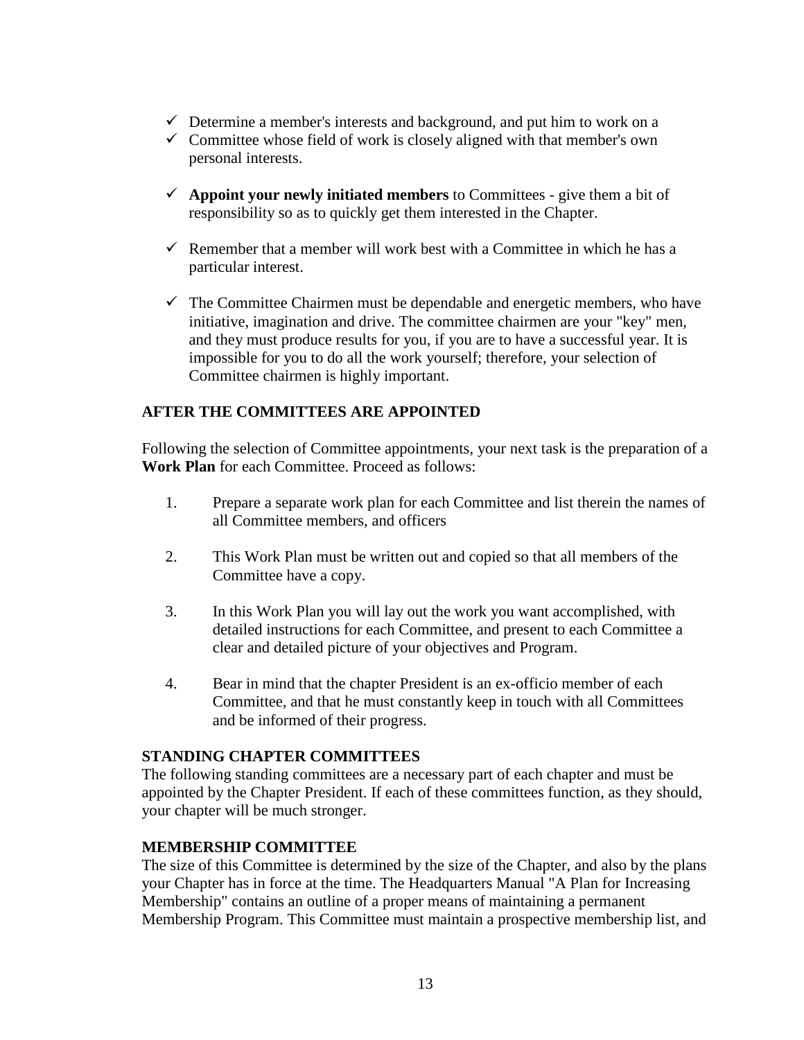- ✓ Determine a member's interests and background, and put him to work on a
- ✓ Committee whose field of work is closely aligned with that member's own personal interests.

- ✓ **Appoint your newly initiated members** to Committees - give them a bit of responsibility so as to quickly get them interested in the Chapter.

- ✓ Remember that a member will work best with a Committee in which he has a particular interest.

- ✓ The Committee Chairmen must be dependable and energetic members, who have initiative, imagination and drive. The committee chairmen are your "key" men, and they must produce results for you, if you are to have a successful year. It is impossible for you to do all the work yourself; therefore, your selection of Committee chairmen is highly important.

**AFTER THE COMMITTEES ARE APPOINTED**

Following the selection of Committee appointments, your next task is the preparation of a **Work Plan** for each Committee. Proceed as follows:

1. Prepare a separate work plan for each Committee and list therein the names of all Committee members, and officers

2. This Work Plan must be written out and copied so that all members of the Committee have a copy.

3. In this Work Plan you will lay out the work you want accomplished, with detailed instructions for each Committee, and present to each Committee a clear and detailed picture of your objectives and Program.

4. Bear in mind that the chapter President is an ex-officio member of each Committee, and that he must constantly keep in touch with all Committees and be informed of their progress.

**STANDING CHAPTER COMMITTEES**

The following standing committees are a necessary part of each chapter and must be appointed by the Chapter President. If each of these committees function, as they should, your chapter will be much stronger.

**MEMBERSHIP COMMITTEE**

The size of this Committee is determined by the size of the Chapter, and also by the plans your Chapter has in force at the time. The Headquarters Manual "A Plan for Increasing Membership" contains an outline of a proper means of maintaining a permanent Membership Program. This Committee must maintain a prospective membership list, and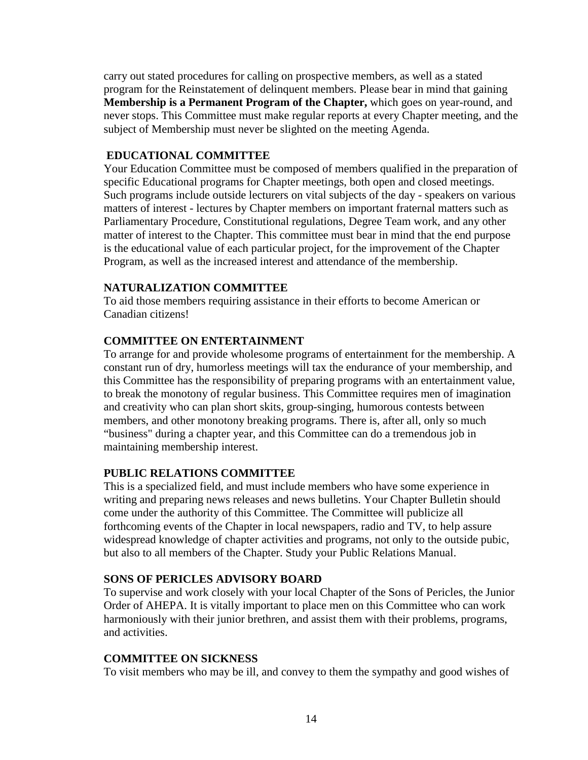carry out stated procedures for calling on prospective members, as well as a stated program for the Reinstatement of delinquent members. Please bear in mind that gaining **Membership is a Permanent Program of the Chapter,** which goes on year-round, and never stops. This Committee must make regular reports at every Chapter meeting, and the subject of Membership must never be slighted on the meeting Agenda.

**EDUCATIONAL COMMITTEE**

Your Education Committee must be composed of members qualified in the preparation of specific Educational programs for Chapter meetings, both open and closed meetings. Such programs include outside lecturers on vital subjects of the day - speakers on various matters of interest - lectures by Chapter members on important fraternal matters such as Parliamentary Procedure, Constitutional regulations, Degree Team work, and any other matter of interest to the Chapter. This committee must bear in mind that the end purpose is the educational value of each particular project, for the improvement of the Chapter Program, as well as the increased interest and attendance of the membership.

**NATURALIZATION COMMITTEE**

To aid those members requiring assistance in their efforts to become American or Canadian citizens!

**COMMITTEE ON ENTERTAINMENT**

To arrange for and provide wholesome programs of entertainment for the membership. A constant run of dry, humorless meetings will tax the endurance of your membership, and this Committee has the responsibility of preparing programs with an entertainment value, to break the monotony of regular business. This Committee requires men of imagination and creativity who can plan short skits, group-singing, humorous contests between members, and other monotony breaking programs. There is, after all, only so much "business" during a chapter year, and this Committee can do a tremendous job in maintaining membership interest.

**PUBLIC RELATIONS COMMITTEE**

This is a specialized field, and must include members who have some experience in writing and preparing news releases and news bulletins. Your Chapter Bulletin should come under the authority of this Committee. The Committee will publicize all forthcoming events of the Chapter in local newspapers, radio and TV, to help assure widespread knowledge of chapter activities and programs, not only to the outside pubic, but also to all members of the Chapter. Study your Public Relations Manual.

**SONS OF PERICLES ADVISORY BOARD**

To supervise and work closely with your local Chapter of the Sons of Pericles, the Junior Order of AHEPA. It is vitally important to place men on this Committee who can work harmoniously with their junior brethren, and assist them with their problems, programs, and activities.

**COMMITTEE ON SICKNESS**

To visit members who may be ill, and convey to them the sympathy and good wishes of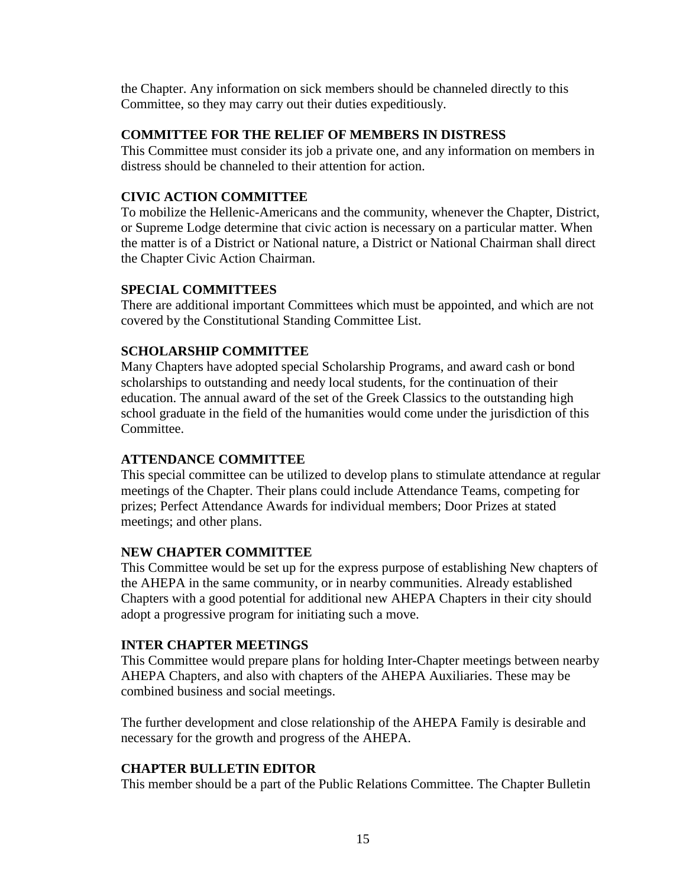the Chapter. Any information on sick members should be channeled directly to this Committee, so they may carry out their duties expeditiously.

**COMMITTEE FOR THE RELIEF OF MEMBERS IN DISTRESS**

This Committee must consider its job a private one, and any information on members in distress should be channeled to their attention for action.

**CIVIC ACTION COMMITTEE**

To mobilize the Hellenic-Americans and the community, whenever the Chapter, District, or Supreme Lodge determine that civic action is necessary on a particular matter. When the matter is of a District or National nature, a District or National Chairman shall direct the Chapter Civic Action Chairman.

**SPECIAL COMMITTEES**

There are additional important Committees which must be appointed, and which are not covered by the Constitutional Standing Committee List.

**SCHOLARSHIP COMMITTEE**

Many Chapters have adopted special Scholarship Programs, and award cash or bond scholarships to outstanding and needy local students, for the continuation of their education. The annual award of the set of the Greek Classics to the outstanding high school graduate in the field of the humanities would come under the jurisdiction of this Committee.

**ATTENDANCE COMMITTEE**

This special committee can be utilized to develop plans to stimulate attendance at regular meetings of the Chapter. Their plans could include Attendance Teams, competing for prizes; Perfect Attendance Awards for individual members; Door Prizes at stated meetings; and other plans.

**NEW CHAPTER COMMITTEE**

This Committee would be set up for the express purpose of establishing New chapters of the AHEPA in the same community, or in nearby communities. Already established Chapters with a good potential for additional new AHEPA Chapters in their city should adopt a progressive program for initiating such a move.

**INTER CHAPTER MEETINGS**

This Committee would prepare plans for holding Inter-Chapter meetings between nearby AHEPA Chapters, and also with chapters of the AHEPA Auxiliaries. These may be combined business and social meetings.

The further development and close relationship of the AHEPA Family is desirable and necessary for the growth and progress of the AHEPA.

**CHAPTER BULLETIN EDITOR**

This member should be a part of the Public Relations Committee. The Chapter Bulletin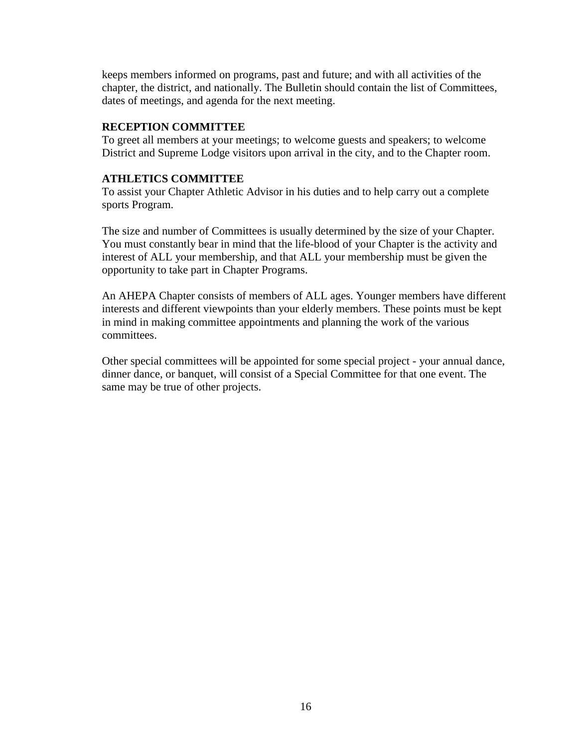keeps members informed on programs, past and future; and with all activities of the chapter, the district, and nationally. The Bulletin should contain the list of Committees, dates of meetings, and agenda for the next meeting.

**RECEPTION COMMITTEE**

To greet all members at your meetings; to welcome guests and speakers; to welcome District and Supreme Lodge visitors upon arrival in the city, and to the Chapter room.

**ATHLETICS COMMITTEE**

To assist your Chapter Athletic Advisor in his duties and to help carry out a complete sports Program.

The size and number of Committees is usually determined by the size of your Chapter. You must constantly bear in mind that the life-blood of your Chapter is the activity and interest of ALL your membership, and that ALL your membership must be given the opportunity to take part in Chapter Programs.

An AHEPA Chapter consists of members of ALL ages. Younger members have different interests and different viewpoints than your elderly members. These points must be kept in mind in making committee appointments and planning the work of the various committees.

Other special committees will be appointed for some special project - your annual dance, dinner dance, or banquet, will consist of a Special Committee for that one event. The same may be true of other projects.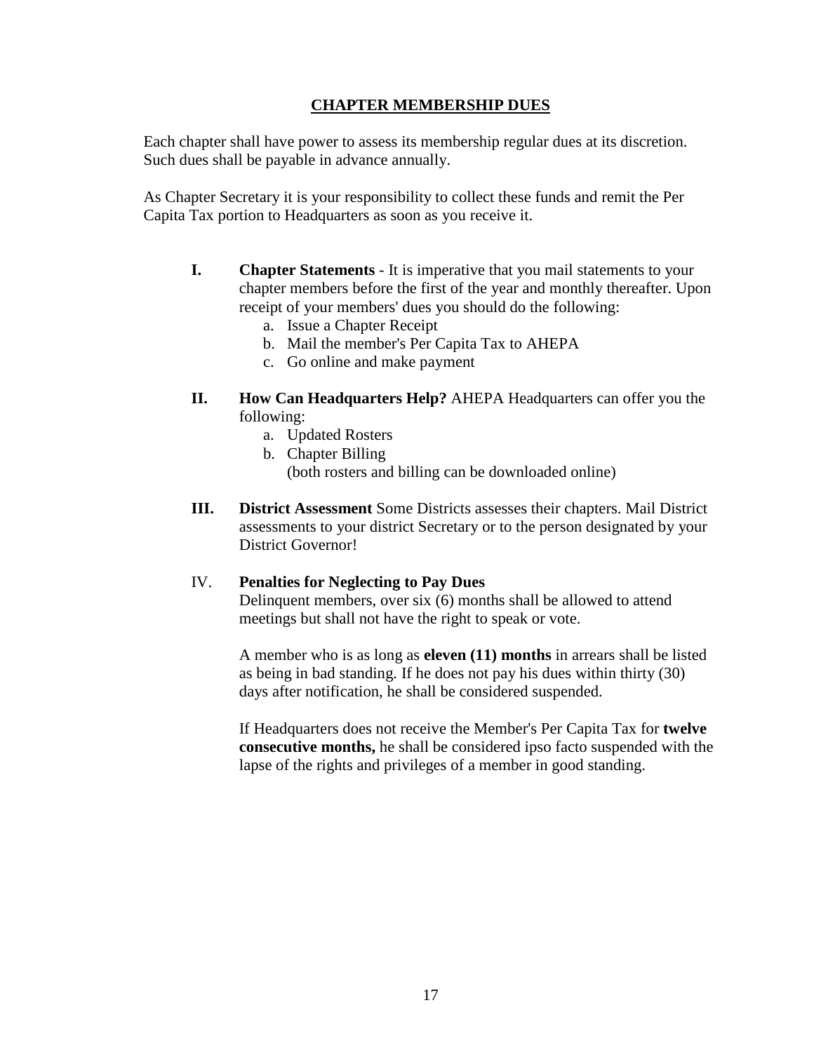## CHAPTER MEMBERSHIP DUES

Each chapter shall have power to assess its membership regular dues at its discretion. Such dues shall be payable in advance annually.

As Chapter Secretary it is your responsibility to collect these funds and remit the Per Capita Tax portion to Headquarters as soon as you receive it.

**I.** **Chapter Statements** - It is imperative that you mail statements to your chapter members before the first of the year and monthly thereafter. Upon receipt of your members' dues you should do the following:

a. Issue a Chapter Receipt
b. Mail the member's Per Capita Tax to AHEPA
c. Go online and make payment

**II.** **How Can Headquarters Help?** AHEPA Headquarters can offer you the following:

a. Updated Rosters
b. Chapter Billing
(both rosters and billing can be downloaded online)

**III.** **District Assessment** Some Districts assesses their chapters. Mail District assessments to your district Secretary or to the person designated by your District Governor!

IV. **Penalties for Neglecting to Pay Dues**

Delinquent members, over six (6) months shall be allowed to attend meetings but shall not have the right to speak or vote.

A member who is as long as **eleven (11) months** in arrears shall be listed as being in bad standing. If he does not pay his dues within thirty (30) days after notification, he shall be considered suspended.

If Headquarters does not receive the Member's Per Capita Tax for **twelve consecutive months,** he shall be considered ipso facto suspended with the lapse of the rights and privileges of a member in good standing.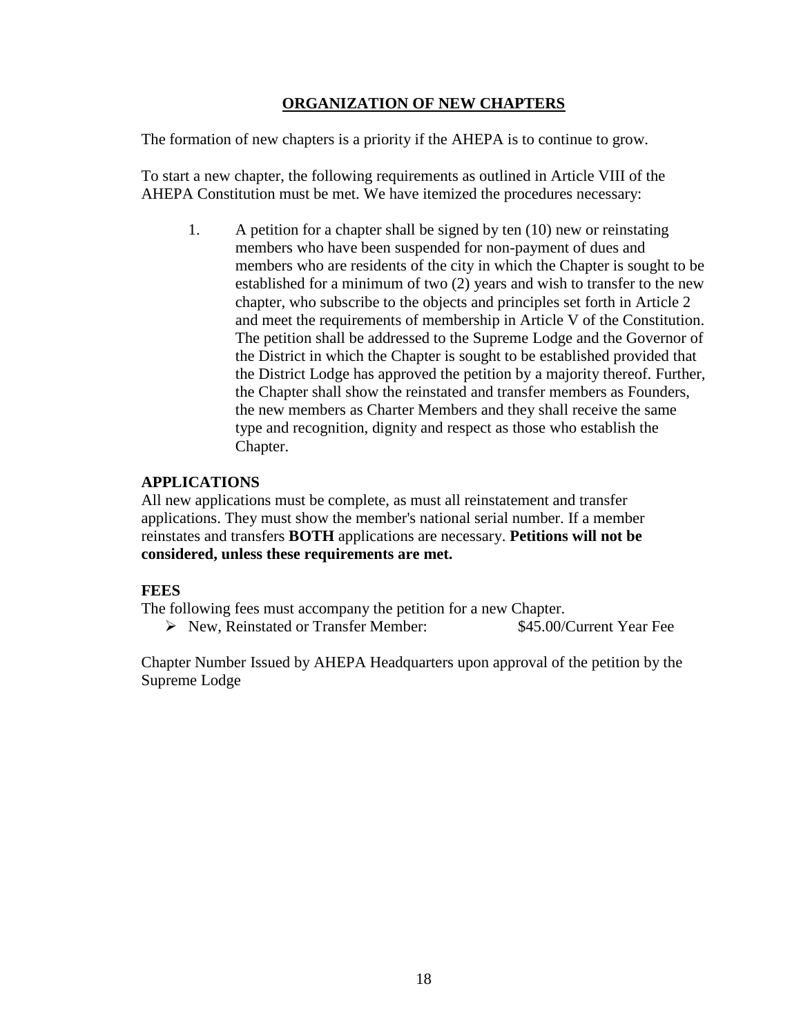## ORGANIZATION OF NEW CHAPTERS

The formation of new chapters is a priority if the AHEPA is to continue to grow.

To start a new chapter, the following requirements as outlined in Article VIII of the AHEPA Constitution must be met. We have itemized the procedures necessary:

1. A petition for a chapter shall be signed by ten (10) new or reinstating members who have been suspended for non-payment of dues and members who are residents of the city in which the Chapter is sought to be established for a minimum of two (2) years and wish to transfer to the new chapter, who subscribe to the objects and principles set forth in Article 2 and meet the requirements of membership in Article V of the Constitution. The petition shall be addressed to the Supreme Lodge and the Governor of the District in which the Chapter is sought to be established provided that the District Lodge has approved the petition by a majority thereof. Further, the Chapter shall show the reinstated and transfer members as Founders, the new members as Charter Members and they shall receive the same type and recognition, dignity and respect as those who establish the Chapter.

### APPLICATIONS

All new applications must be complete, as must all reinstatement and transfer applications. They must show the member's national serial number. If a member reinstates and transfers **BOTH** applications are necessary. **Petitions will not be considered, unless these requirements are met.**

### FEES

The following fees must accompany the petition for a new Chapter.

- New, Reinstated or Transfer Member: $45.00/Current Year Fee

Chapter Number Issued by AHEPA Headquarters upon approval of the petition by the Supreme Lodge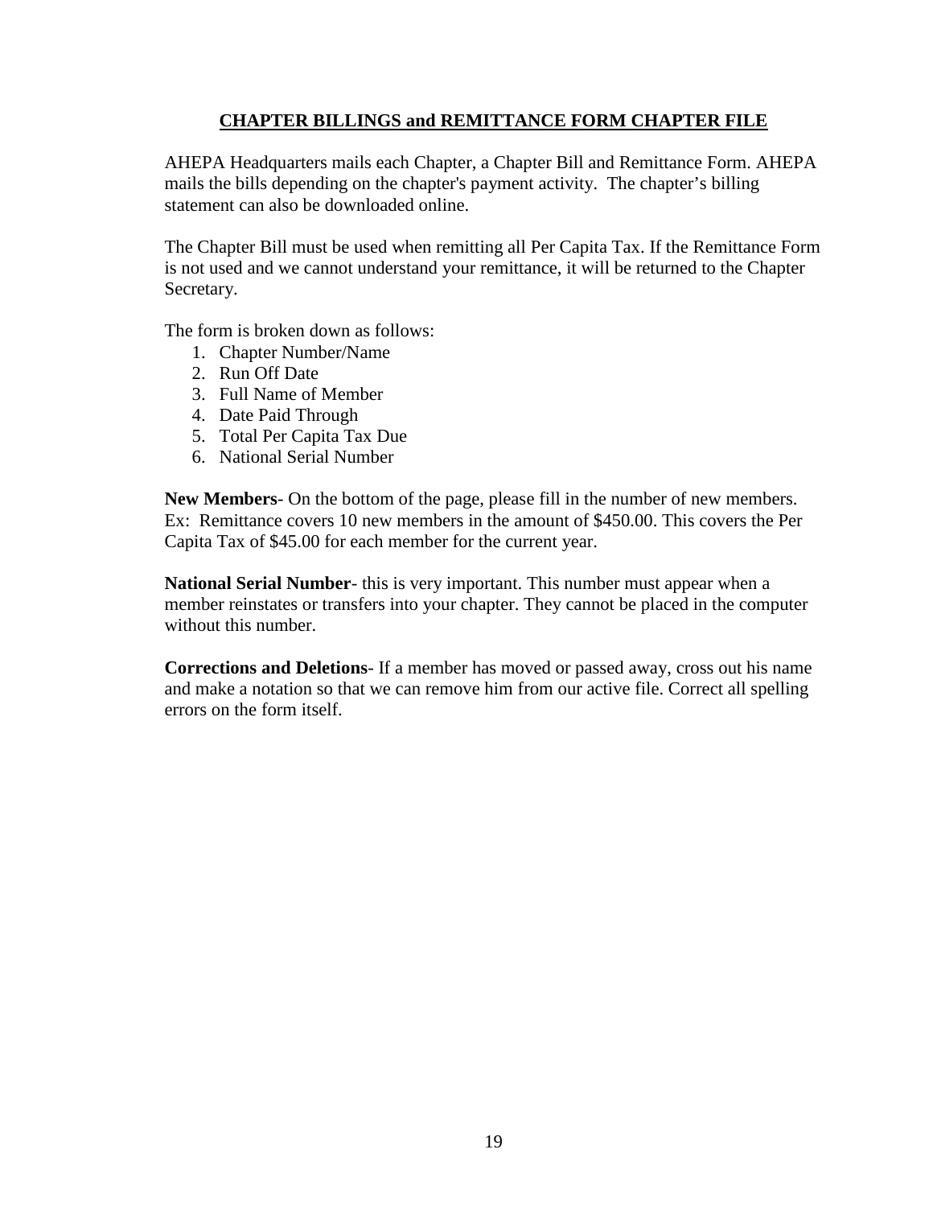## CHAPTER BILLINGS and REMITTANCE FORM CHAPTER FILE

AHEPA Headquarters mails each Chapter, a Chapter Bill and Remittance Form. AHEPA mails the bills depending on the chapter's payment activity. The chapter's billing statement can also be downloaded online.

The Chapter Bill must be used when remitting all Per Capita Tax. If the Remittance Form is not used and we cannot understand your remittance, it will be returned to the Chapter Secretary.

The form is broken down as follows:

1. Chapter Number/Name
2. Run Off Date
3. Full Name of Member
4. Date Paid Through
5. Total Per Capita Tax Due
6. National Serial Number

**New Members**- On the bottom of the page, please fill in the number of new members. Ex: Remittance covers 10 new members in the amount of $450.00. This covers the Per Capita Tax of $45.00 for each member for the current year.

**National Serial Number**- this is very important. This number must appear when a member reinstates or transfers into your chapter. They cannot be placed in the computer without this number.

**Corrections and Deletions**- If a member has moved or passed away, cross out his name and make a notation so that we can remove him from our active file. Correct all spelling errors on the form itself.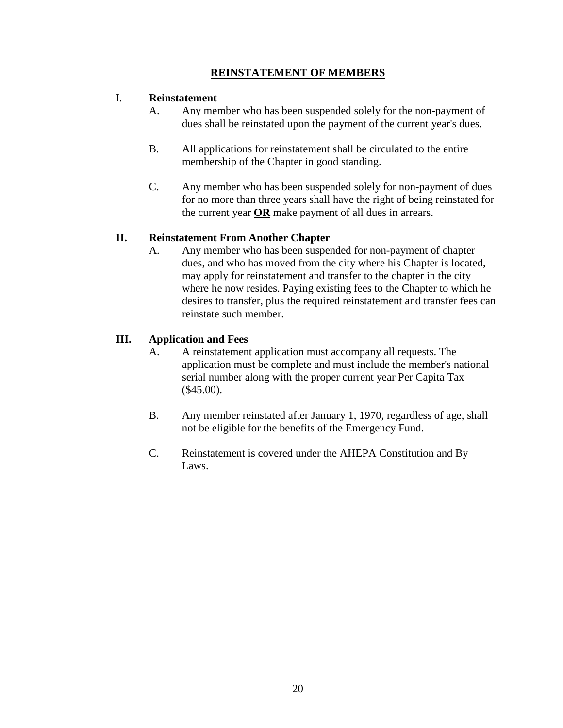# <u>REINSTATEMENT OF MEMBERS</u>

## I. Reinstatement

A. Any member who has been suspended solely for the non-payment of dues shall be reinstated upon the payment of the current year's dues.

B. All applications for reinstatement shall be circulated to the entire membership of the Chapter in good standing.

C. Any member who has been suspended solely for non-payment of dues for no more than three years shall have the right of being reinstated for the current year <u>**OR**</u> make payment of all dues in arrears.

## II. Reinstatement From Another Chapter

A. Any member who has been suspended for non-payment of chapter dues, and who has moved from the city where his Chapter is located, may apply for reinstatement and transfer to the chapter in the city where he now resides. Paying existing fees to the Chapter to which he desires to transfer, plus the required reinstatement and transfer fees can reinstate such member.

## III. Application and Fees

A. A reinstatement application must accompany all requests. The application must be complete and must include the member's national serial number along with the proper current year Per Capita Tax ($45.00).

B. Any member reinstated after January 1, 1970, regardless of age, shall not be eligible for the benefits of the Emergency Fund.

C. Reinstatement is covered under the AHEPA Constitution and By Laws.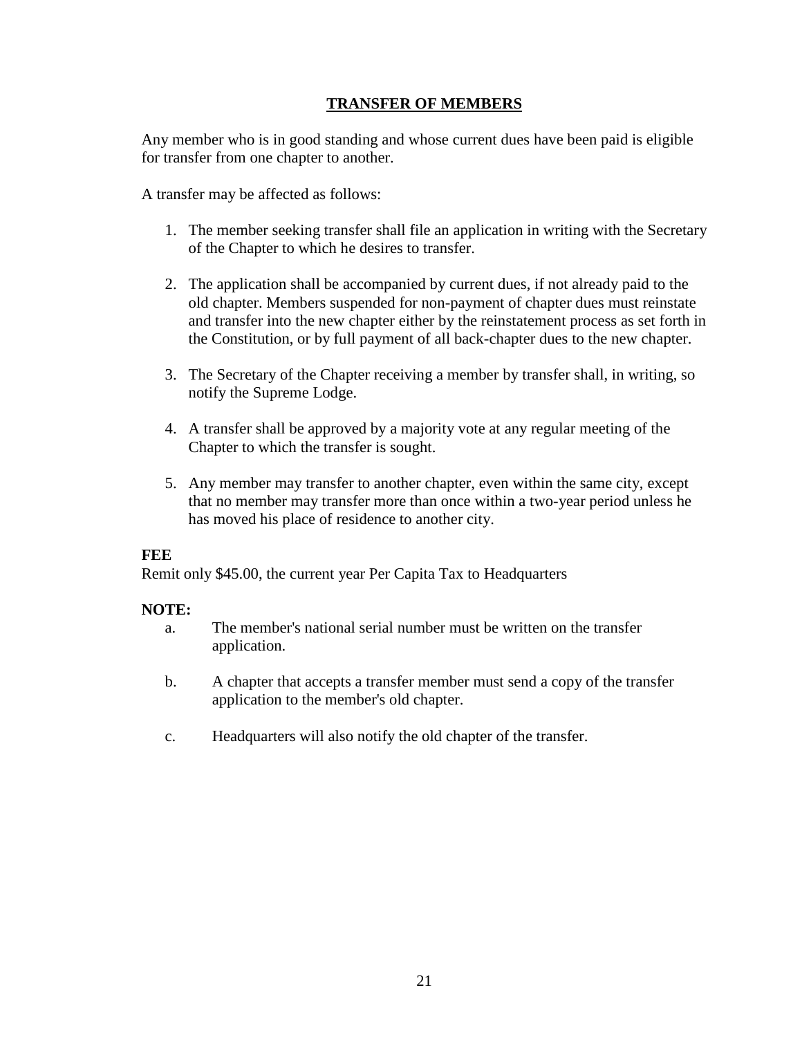## TRANSFER OF MEMBERS

Any member who is in good standing and whose current dues have been paid is eligible for transfer from one chapter to another.

A transfer may be affected as follows:

1. The member seeking transfer shall file an application in writing with the Secretary of the Chapter to which he desires to transfer.
2. The application shall be accompanied by current dues, if not already paid to the old chapter. Members suspended for non-payment of chapter dues must reinstate and transfer into the new chapter either by the reinstatement process as set forth in the Constitution, or by full payment of all back-chapter dues to the new chapter.
3. The Secretary of the Chapter receiving a member by transfer shall, in writing, so notify the Supreme Lodge.
4. A transfer shall be approved by a majority vote at any regular meeting of the Chapter to which the transfer is sought.
5. Any member may transfer to another chapter, even within the same city, except that no member may transfer more than once within a two-year period unless he has moved his place of residence to another city.

**FEE**

Remit only $45.00, the current year Per Capita Tax to Headquarters

**NOTE:**

a. The member's national serial number must be written on the transfer application.

b. A chapter that accepts a transfer member must send a copy of the transfer application to the member's old chapter.

c. Headquarters will also notify the old chapter of the transfer.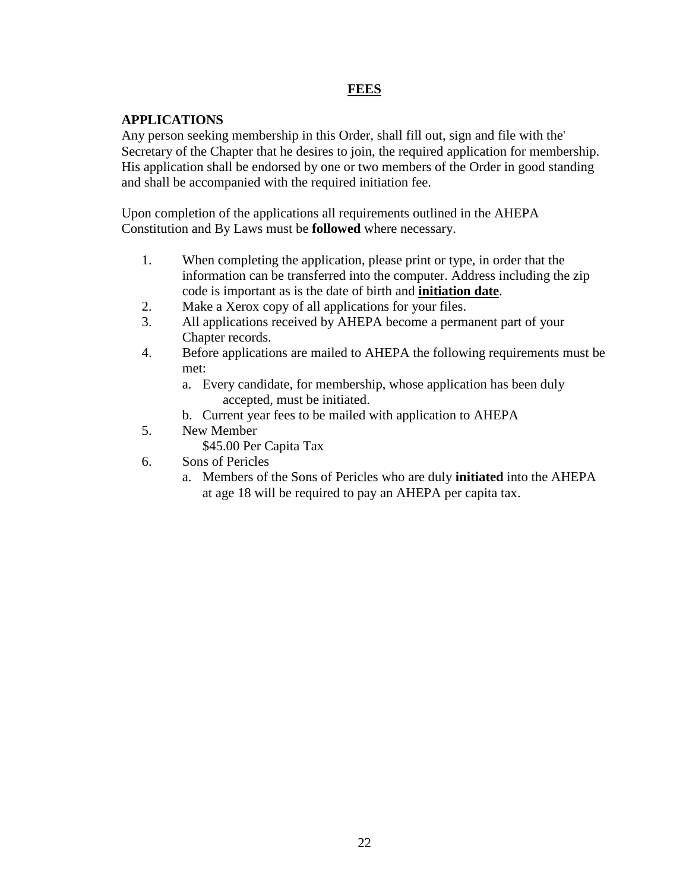## FEES

### APPLICATIONS

Any person seeking membership in this Order, shall fill out, sign and file with the' Secretary of the Chapter that he desires to join, the required application for membership. His application shall be endorsed by one or two members of the Order in good standing and shall be accompanied with the required initiation fee.

Upon completion of the applications all requirements outlined in the AHEPA Constitution and By Laws must be **followed** where necessary.

1. When completing the application, please print or type, in order that the information can be transferred into the computer. Address including the zip code is important as is the date of birth and **<u>initiation date</u>**.
2. Make a Xerox copy of all applications for your files.
3. All applications received by AHEPA become a permanent part of your Chapter records.
4. Before applications are mailed to AHEPA the following requirements must be met:
   a. Every candidate, for membership, whose application has been duly accepted, must be initiated.
   b. Current year fees to be mailed with application to AHEPA
5. New Member
   $45.00 Per Capita Tax
6. Sons of Pericles
   a. Members of the Sons of Pericles who are duly **initiated** into the AHEPA at age 18 will be required to pay an AHEPA per capita tax.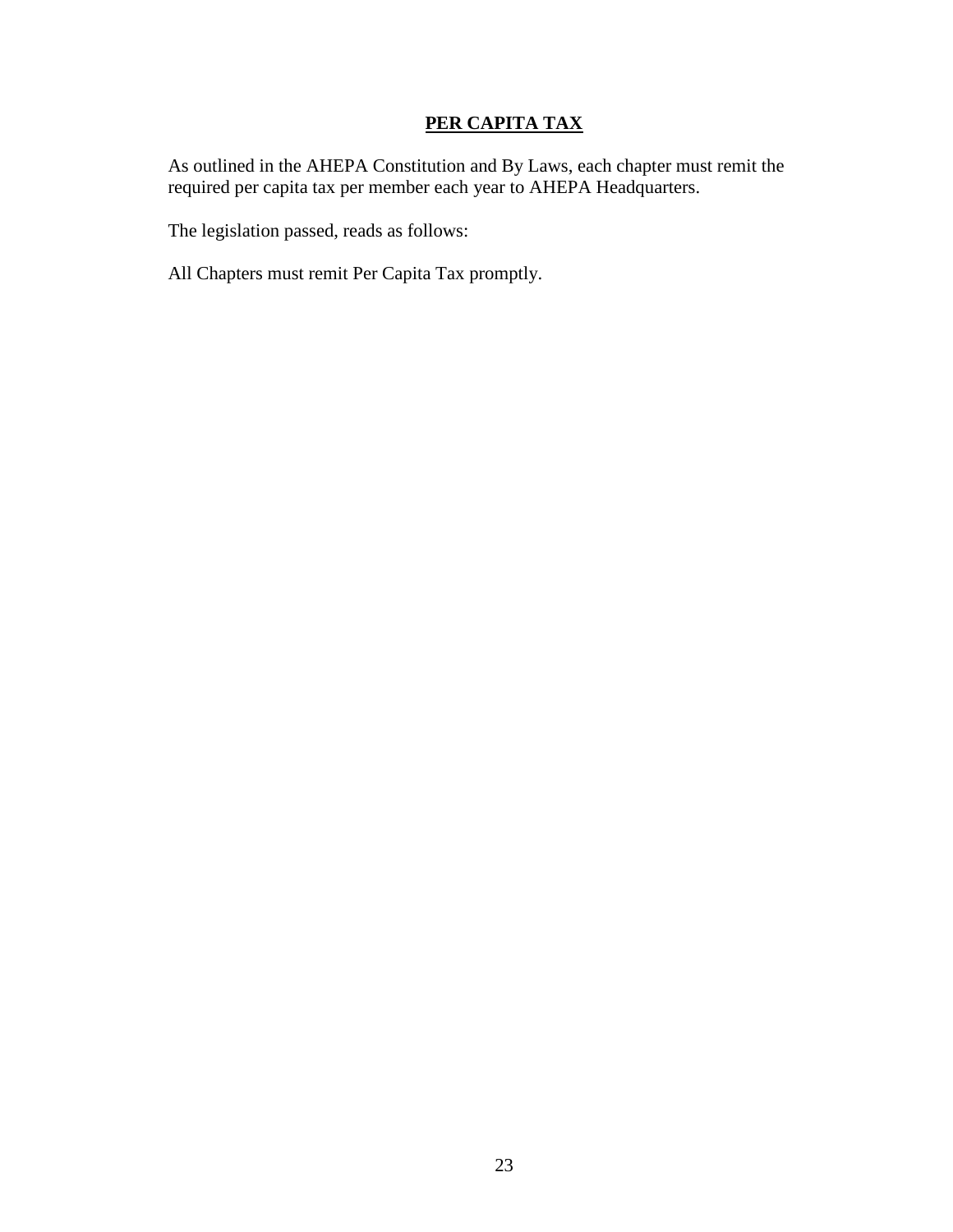## **PER CAPITA TAX**

As outlined in the AHEPA Constitution and By Laws, each chapter must remit the required per capita tax per member each year to AHEPA Headquarters.

The legislation passed, reads as follows:

All Chapters must remit Per Capita Tax promptly.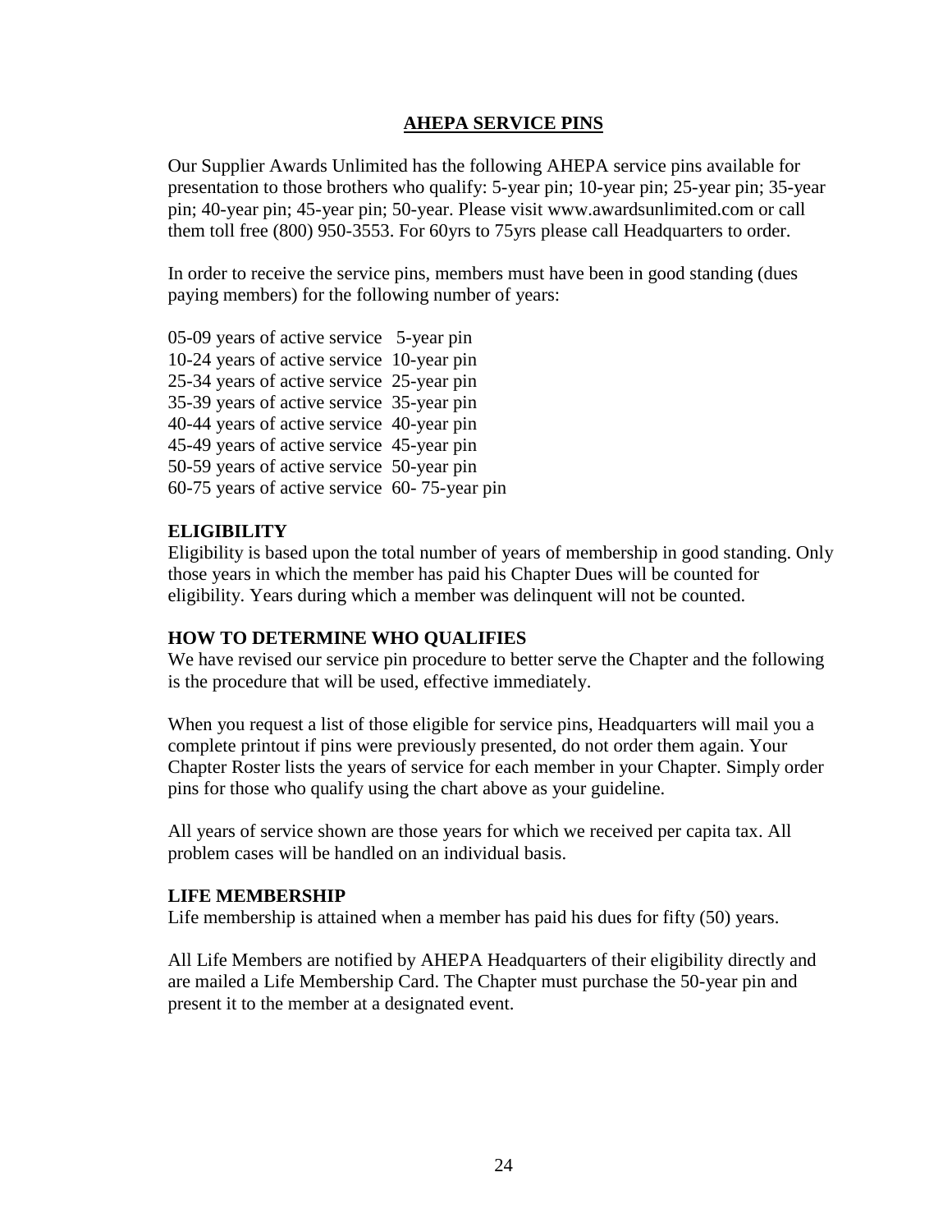## AHEPA SERVICE PINS

Our Supplier Awards Unlimited has the following AHEPA service pins available for presentation to those brothers who qualify: 5-year pin; 10-year pin; 25-year pin; 35-year pin; 40-year pin; 45-year pin; 50-year. Please visit www.awardsunlimited.com or call them toll free (800) 950-3553. For 60yrs to 75yrs please call Headquarters to order.

In order to receive the service pins, members must have been in good standing (dues paying members) for the following number of years:

05-09 years of active service 5-year pin
10-24 years of active service 10-year pin
25-34 years of active service 25-year pin
35-39 years of active service 35-year pin
40-44 years of active service 40-year pin
45-49 years of active service 45-year pin
50-59 years of active service 50-year pin
60-75 years of active service 60- 75-year pin

### ELIGIBILITY

Eligibility is based upon the total number of years of membership in good standing. Only those years in which the member has paid his Chapter Dues will be counted for eligibility. Years during which a member was delinquent will not be counted.

### HOW TO DETERMINE WHO QUALIFIES

We have revised our service pin procedure to better serve the Chapter and the following is the procedure that will be used, effective immediately.

When you request a list of those eligible for service pins, Headquarters will mail you a complete printout if pins were previously presented, do not order them again. Your Chapter Roster lists the years of service for each member in your Chapter. Simply order pins for those who qualify using the chart above as your guideline.

All years of service shown are those years for which we received per capita tax. All problem cases will be handled on an individual basis.

### LIFE MEMBERSHIP

Life membership is attained when a member has paid his dues for fifty (50) years.

All Life Members are notified by AHEPA Headquarters of their eligibility directly and are mailed a Life Membership Card. The Chapter must purchase the 50-year pin and present it to the member at a designated event.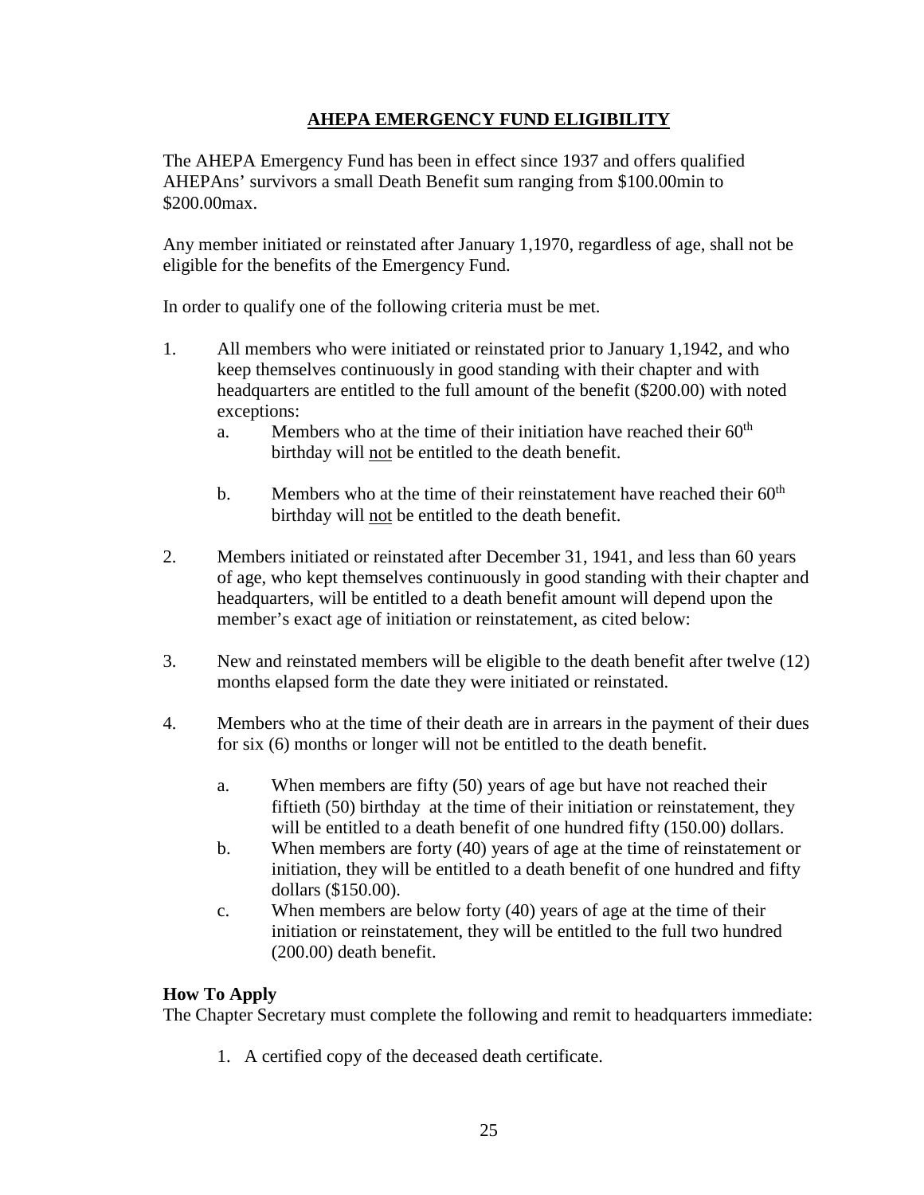# AHEPA EMERGENCY FUND ELIGIBILITY

The AHEPA Emergency Fund has been in effect since 1937 and offers qualified AHEPAns' survivors a small Death Benefit sum ranging from \$100.00min to \$200.00max.

Any member initiated or reinstated after January 1,1970, regardless of age, shall not be eligible for the benefits of the Emergency Fund.

In order to qualify one of the following criteria must be met.

1. All members who were initiated or reinstated prior to January 1,1942, and who keep themselves continuously in good standing with their chapter and with headquarters are entitled to the full amount of the benefit (\$200.00) with noted exceptions:
   a. Members who at the time of their initiation have reached their 60th birthday will <u>not</u> be entitled to the death benefit.

   b. Members who at the time of their reinstatement have reached their 60th birthday will <u>not</u> be entitled to the death benefit.

2. Members initiated or reinstated after December 31, 1941, and less than 60 years of age, who kept themselves continuously in good standing with their chapter and headquarters, will be entitled to a death benefit amount will depend upon the member's exact age of initiation or reinstatement, as cited below:

3. New and reinstated members will be eligible to the death benefit after twelve (12) months elapsed form the date they were initiated or reinstated.

4. Members who at the time of their death are in arrears in the payment of their dues for six (6) months or longer will not be entitled to the death benefit.

   a. When members are fifty (50) years of age but have not reached their fiftieth (50) birthday at the time of their initiation or reinstatement, they will be entitled to a death benefit of one hundred fifty (150.00) dollars.
   b. When members are forty (40) years of age at the time of reinstatement or initiation, they will be entitled to a death benefit of one hundred and fifty dollars (\$150.00).
   c. When members are below forty (40) years of age at the time of their initiation or reinstatement, they will be entitled to the full two hundred (200.00) death benefit.

**How To Apply**

The Chapter Secretary must complete the following and remit to headquarters immediate:

1. A certified copy of the deceased death certificate.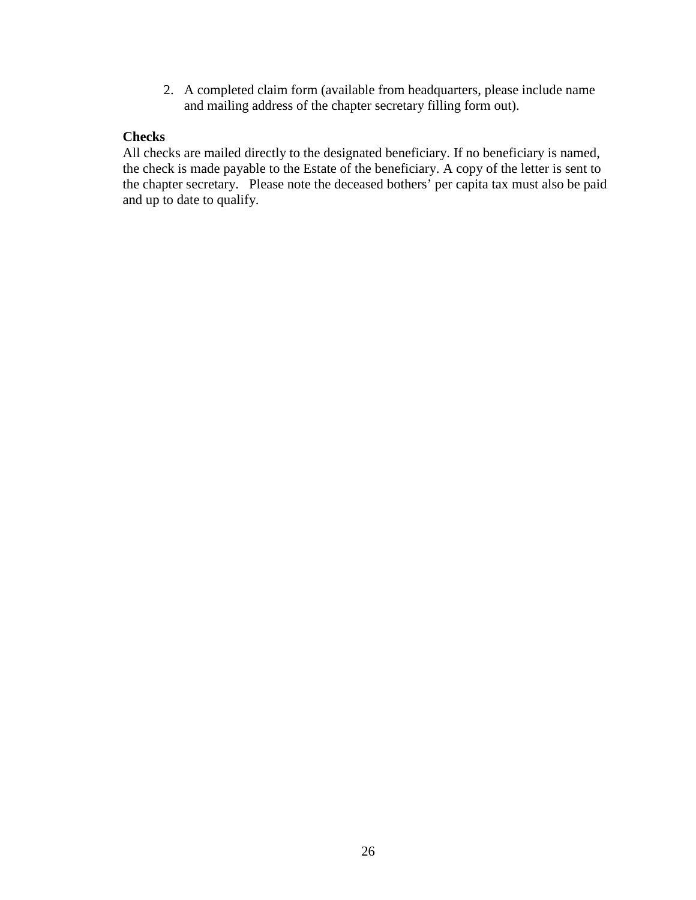2. A completed claim form (available from headquarters, please include name and mailing address of the chapter secretary filling form out).

**Checks**

All checks are mailed directly to the designated beneficiary. If no beneficiary is named, the check is made payable to the Estate of the beneficiary. A copy of the letter is sent to the chapter secretary. Please note the deceased bothers' per capita tax must also be paid and up to date to qualify.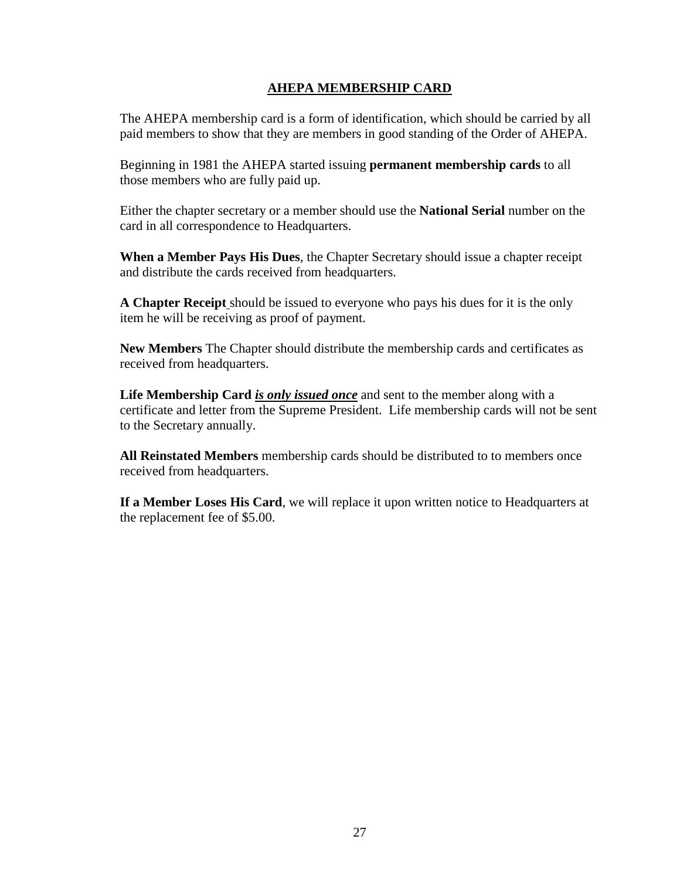## AHEPA MEMBERSHIP CARD

The AHEPA membership card is a form of identification, which should be carried by all paid members to show that they are members in good standing of the Order of AHEPA.

Beginning in 1981 the AHEPA started issuing **permanent membership cards** to all those members who are fully paid up.

Either the chapter secretary or a member should use the **National Serial** number on the card in all correspondence to Headquarters.

**When a Member Pays His Dues**, the Chapter Secretary should issue a chapter receipt and distribute the cards received from headquarters.

**A Chapter Receipt** should be issued to everyone who pays his dues for it is the only item he will be receiving as proof of payment.

**New Members** The Chapter should distribute the membership cards and certificates as received from headquarters.

**Life Membership Card** ***is only issued once*** and sent to the member along with a certificate and letter from the Supreme President. Life membership cards will not be sent to the Secretary annually.

**All Reinstated Members** membership cards should be distributed to to members once received from headquarters.

**If a Member Loses His Card**, we will replace it upon written notice to Headquarters at the replacement fee of $5.00.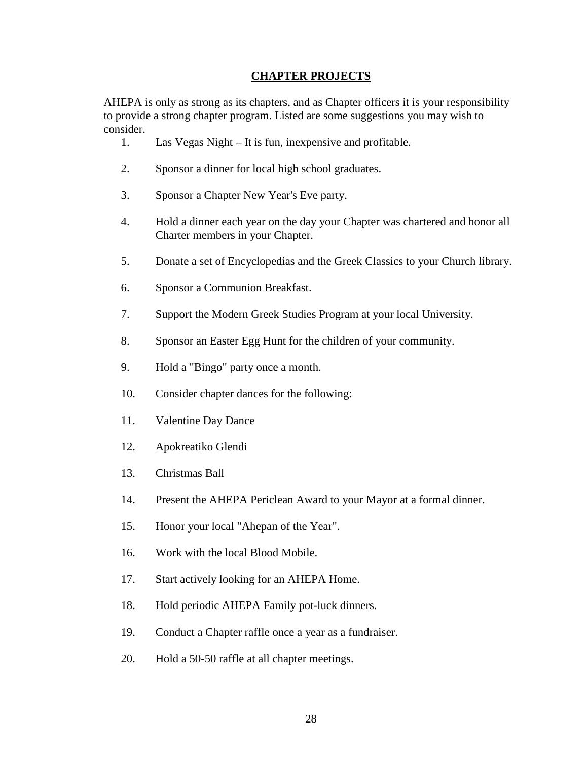## CHAPTER PROJECTS

AHEPA is only as strong as its chapters, and as Chapter officers it is your responsibility to provide a strong chapter program. Listed are some suggestions you may wish to consider.

1. Las Vegas Night – It is fun, inexpensive and profitable.
2. Sponsor a dinner for local high school graduates.
3. Sponsor a Chapter New Year's Eve party.
4. Hold a dinner each year on the day your Chapter was chartered and honor all Charter members in your Chapter.
5. Donate a set of Encyclopedias and the Greek Classics to your Church library.
6. Sponsor a Communion Breakfast.
7. Support the Modern Greek Studies Program at your local University.
8. Sponsor an Easter Egg Hunt for the children of your community.
9. Hold a "Bingo" party once a month.
10. Consider chapter dances for the following:
11. Valentine Day Dance
12. Apokreatiko Glendi
13. Christmas Ball
14. Present the AHEPA Periclean Award to your Mayor at a formal dinner.
15. Honor your local "Ahepan of the Year".
16. Work with the local Blood Mobile.
17. Start actively looking for an AHEPA Home.
18. Hold periodic AHEPA Family pot-luck dinners.
19. Conduct a Chapter raffle once a year as a fundraiser.
20. Hold a 50-50 raffle at all chapter meetings.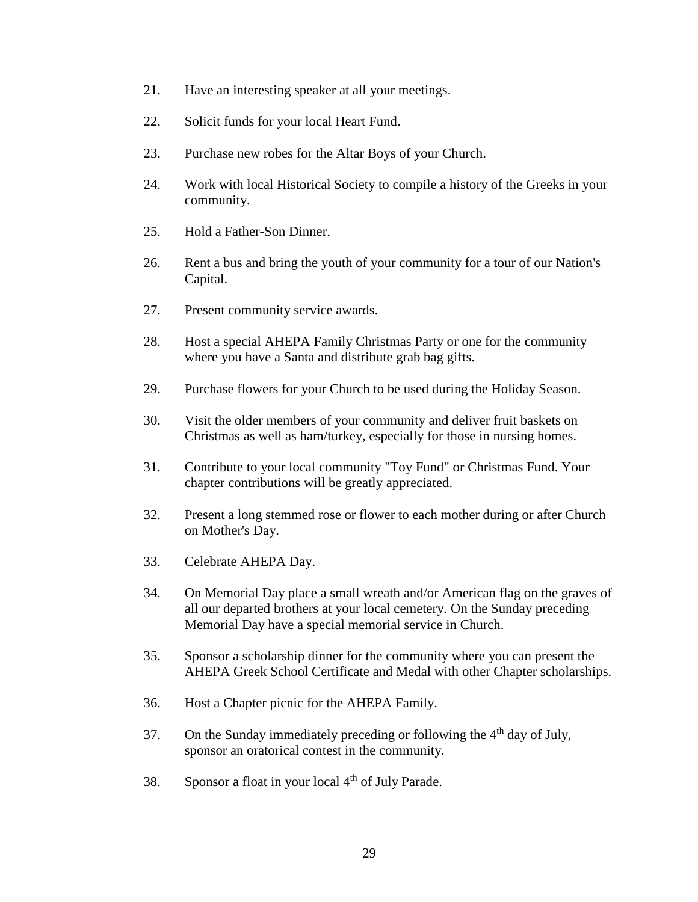21. Have an interesting speaker at all your meetings.

22. Solicit funds for your local Heart Fund.

23. Purchase new robes for the Altar Boys of your Church.

24. Work with local Historical Society to compile a history of the Greeks in your community.

25. Hold a Father-Son Dinner.

26. Rent a bus and bring the youth of your community for a tour of our Nation's Capital.

27. Present community service awards.

28. Host a special AHEPA Family Christmas Party or one for the community where you have a Santa and distribute grab bag gifts.

29. Purchase flowers for your Church to be used during the Holiday Season.

30. Visit the older members of your community and deliver fruit baskets on Christmas as well as ham/turkey, especially for those in nursing homes.

31. Contribute to your local community "Toy Fund" or Christmas Fund. Your chapter contributions will be greatly appreciated.

32. Present a long stemmed rose or flower to each mother during or after Church on Mother's Day.

33. Celebrate AHEPA Day.

34. On Memorial Day place a small wreath and/or American flag on the graves of all our departed brothers at your local cemetery. On the Sunday preceding Memorial Day have a special memorial service in Church.

35. Sponsor a scholarship dinner for the community where you can present the AHEPA Greek School Certificate and Medal with other Chapter scholarships.

36. Host a Chapter picnic for the AHEPA Family.

37. On the Sunday immediately preceding or following the 4th day of July, sponsor an oratorical contest in the community.

38. Sponsor a float in your local 4th of July Parade.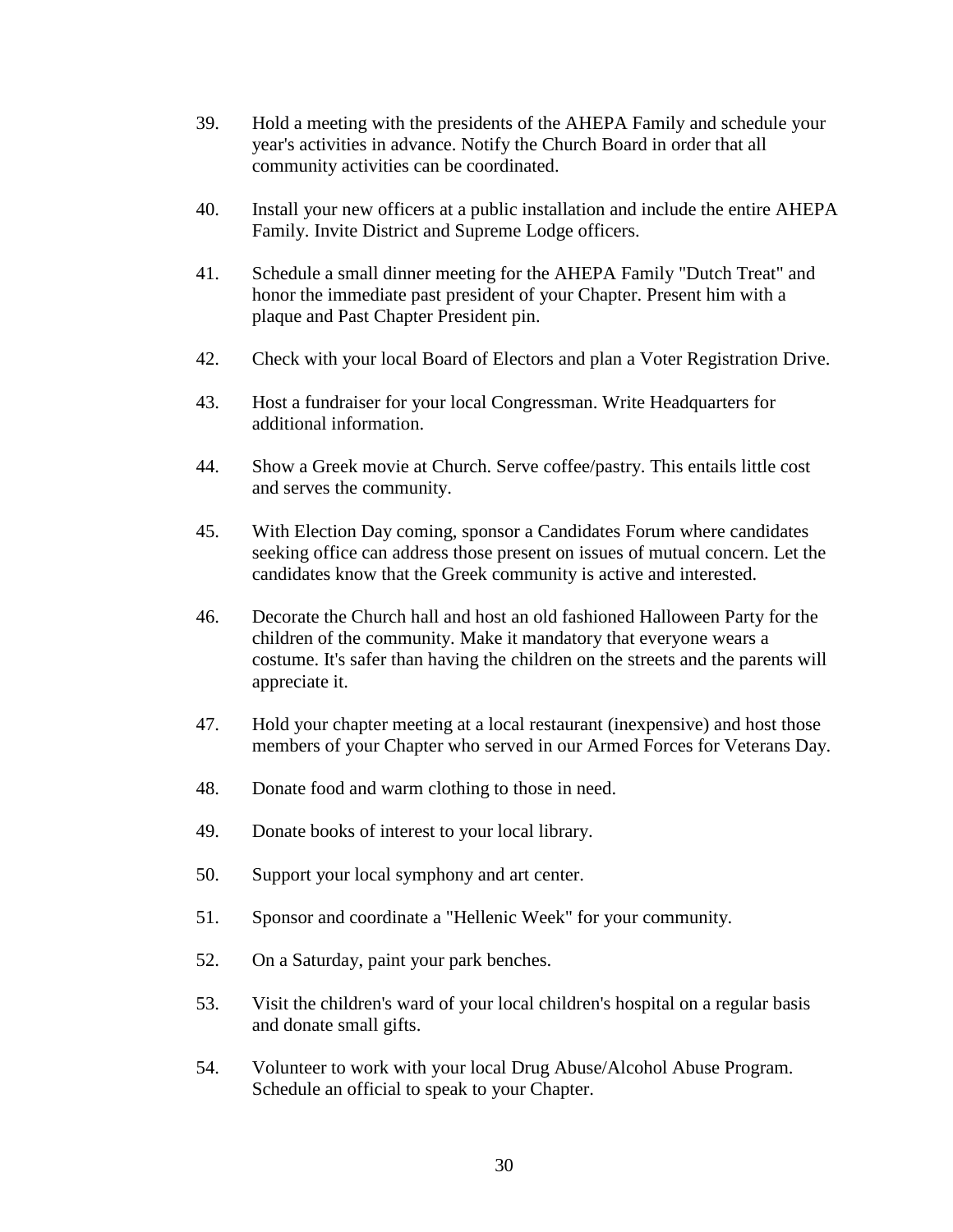39. Hold a meeting with the presidents of the AHEPA Family and schedule your year's activities in advance. Notify the Church Board in order that all community activities can be coordinated.

40. Install your new officers at a public installation and include the entire AHEPA Family. Invite District and Supreme Lodge officers.

41. Schedule a small dinner meeting for the AHEPA Family "Dutch Treat" and honor the immediate past president of your Chapter. Present him with a plaque and Past Chapter President pin.

42. Check with your local Board of Electors and plan a Voter Registration Drive.

43. Host a fundraiser for your local Congressman. Write Headquarters for additional information.

44. Show a Greek movie at Church. Serve coffee/pastry. This entails little cost and serves the community.

45. With Election Day coming, sponsor a Candidates Forum where candidates seeking office can address those present on issues of mutual concern. Let the candidates know that the Greek community is active and interested.

46. Decorate the Church hall and host an old fashioned Halloween Party for the children of the community. Make it mandatory that everyone wears a costume. It's safer than having the children on the streets and the parents will appreciate it.

47. Hold your chapter meeting at a local restaurant (inexpensive) and host those members of your Chapter who served in our Armed Forces for Veterans Day.

48. Donate food and warm clothing to those in need.

49. Donate books of interest to your local library.

50. Support your local symphony and art center.

51. Sponsor and coordinate a "Hellenic Week" for your community.

52. On a Saturday, paint your park benches.

53. Visit the children's ward of your local children's hospital on a regular basis and donate small gifts.

54. Volunteer to work with your local Drug Abuse/Alcohol Abuse Program. Schedule an official to speak to your Chapter.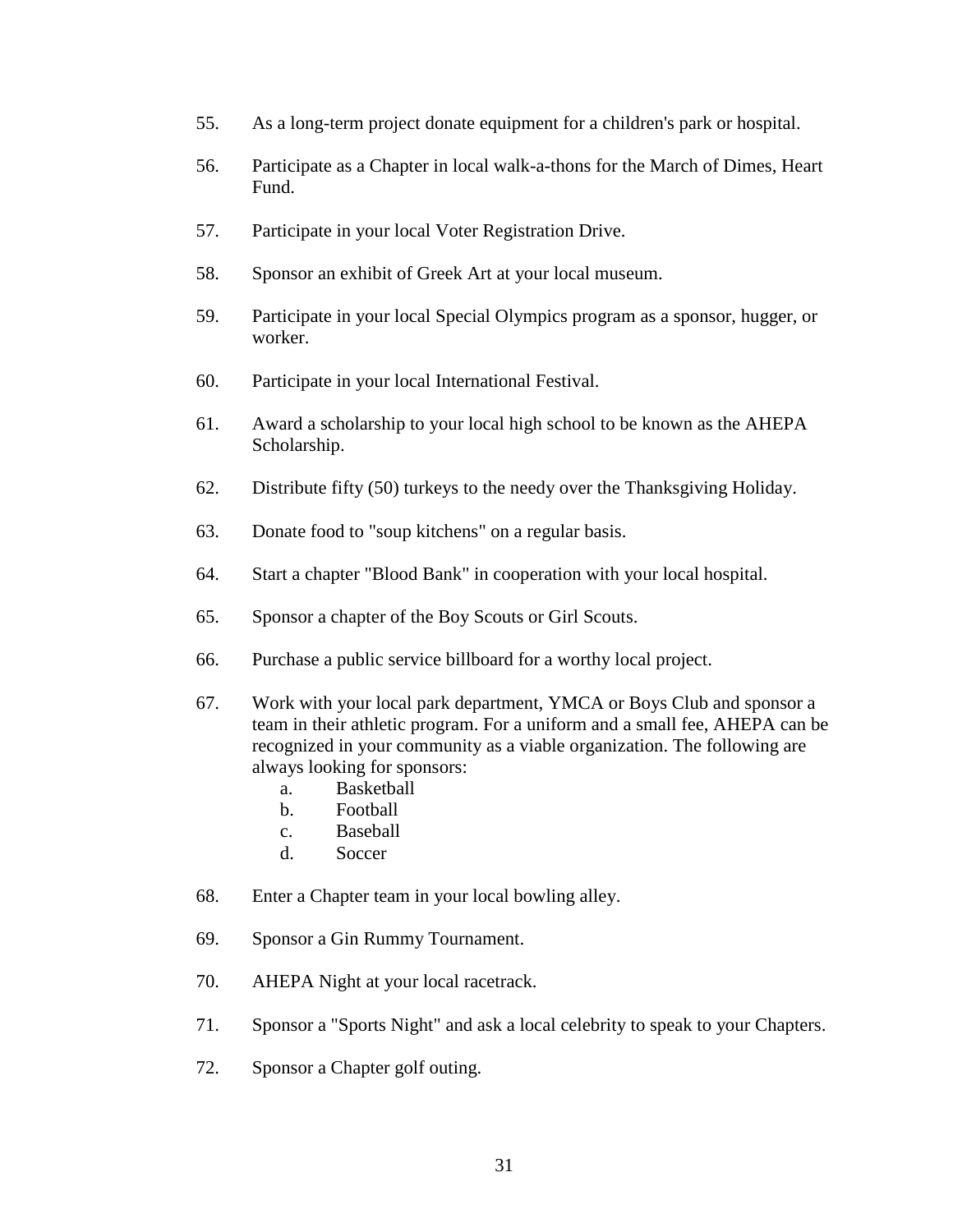55. As a long-term project donate equipment for a children's park or hospital.

56. Participate as a Chapter in local walk-a-thons for the March of Dimes, Heart Fund.

57. Participate in your local Voter Registration Drive.

58. Sponsor an exhibit of Greek Art at your local museum.

59. Participate in your local Special Olympics program as a sponsor, hugger, or worker.

60. Participate in your local International Festival.

61. Award a scholarship to your local high school to be known as the AHEPA Scholarship.

62. Distribute fifty (50) turkeys to the needy over the Thanksgiving Holiday.

63. Donate food to "soup kitchens" on a regular basis.

64. Start a chapter "Blood Bank" in cooperation with your local hospital.

65. Sponsor a chapter of the Boy Scouts or Girl Scouts.

66. Purchase a public service billboard for a worthy local project.

67. Work with your local park department, YMCA or Boys Club and sponsor a team in their athletic program. For a uniform and a small fee, AHEPA can be recognized in your community as a viable organization. The following are always looking for sponsors:
    a. Basketball
    b. Football
    c. Baseball
    d. Soccer

68. Enter a Chapter team in your local bowling alley.

69. Sponsor a Gin Rummy Tournament.

70. AHEPA Night at your local racetrack.

71. Sponsor a "Sports Night" and ask a local celebrity to speak to your Chapters.

72. Sponsor a Chapter golf outing.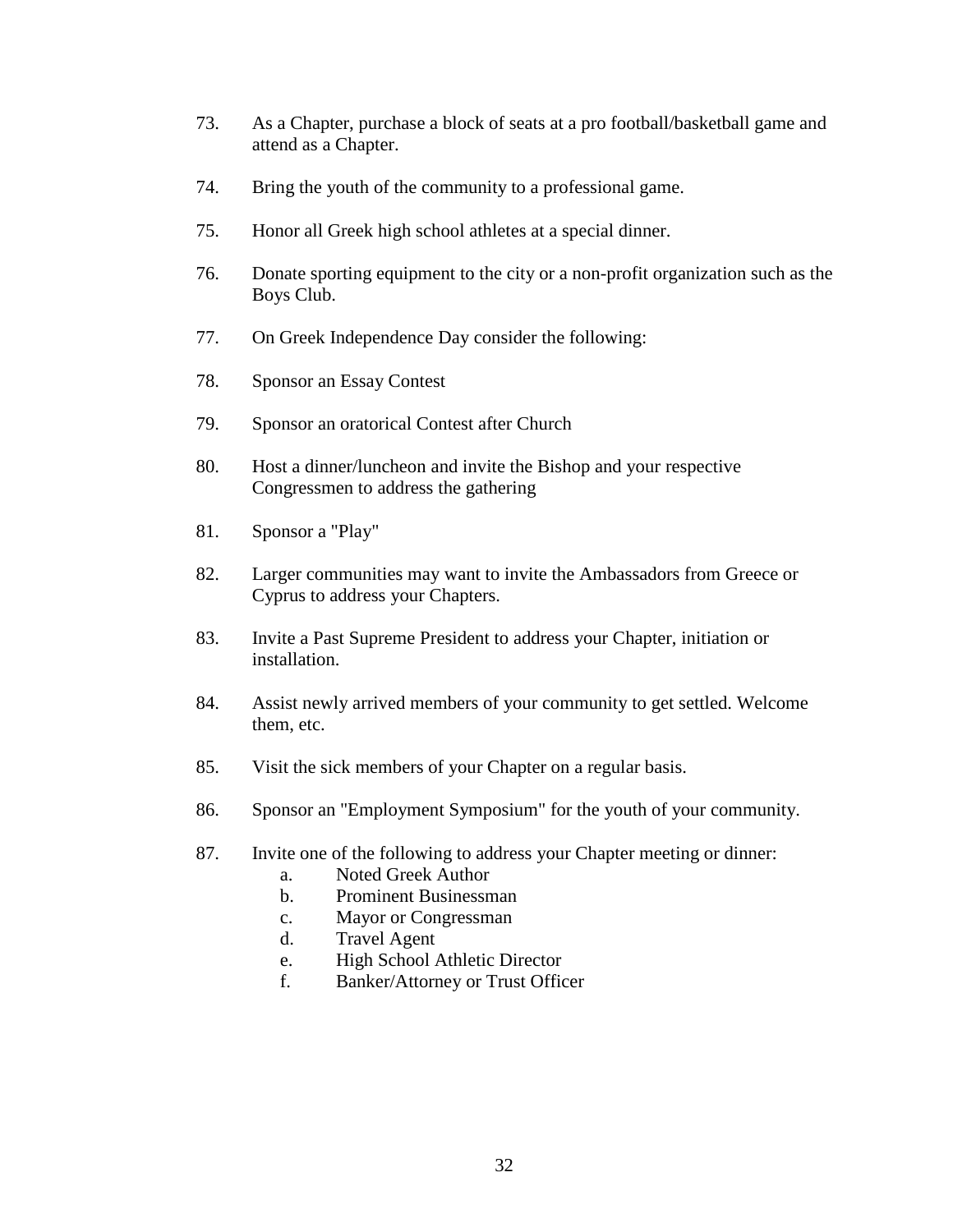73. As a Chapter, purchase a block of seats at a pro football/basketball game and attend as a Chapter.

74. Bring the youth of the community to a professional game.

75. Honor all Greek high school athletes at a special dinner.

76. Donate sporting equipment to the city or a non-profit organization such as the Boys Club.

77. On Greek Independence Day consider the following:

78. Sponsor an Essay Contest

79. Sponsor an oratorical Contest after Church

80. Host a dinner/luncheon and invite the Bishop and your respective Congressmen to address the gathering

81. Sponsor a "Play"

82. Larger communities may want to invite the Ambassadors from Greece or Cyprus to address your Chapters.

83. Invite a Past Supreme President to address your Chapter, initiation or installation.

84. Assist newly arrived members of your community to get settled. Welcome them, etc.

85. Visit the sick members of your Chapter on a regular basis.

86. Sponsor an "Employment Symposium" for the youth of your community.

87. Invite one of the following to address your Chapter meeting or dinner:
    a. Noted Greek Author
    b. Prominent Businessman
    c. Mayor or Congressman
    d. Travel Agent
    e. High School Athletic Director
    f. Banker/Attorney or Trust Officer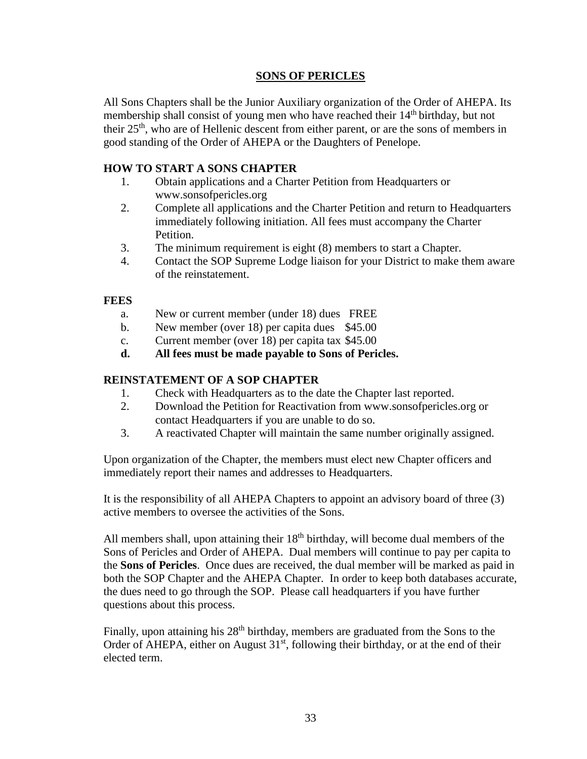## SONS OF PERICLES

All Sons Chapters shall be the Junior Auxiliary organization of the Order of AHEPA. Its membership shall consist of young men who have reached their 14th birthday, but not their 25th, who are of Hellenic descent from either parent, or are the sons of members in good standing of the Order of AHEPA or the Daughters of Penelope.

### HOW TO START A SONS CHAPTER

1. Obtain applications and a Charter Petition from Headquarters or www.sonsofpericles.org
2. Complete all applications and the Charter Petition and return to Headquarters immediately following initiation. All fees must accompany the Charter Petition.
3. The minimum requirement is eight (8) members to start a Chapter.
4. Contact the SOP Supreme Lodge liaison for your District to make them aware of the reinstatement.

### FEES

a. New or current member (under 18) dues FREE
b. New member (over 18) per capita dues $45.00
c. Current member (over 18) per capita tax $45.00
**d. All fees must be made payable to Sons of Pericles.**

### REINSTATEMENT OF A SOP CHAPTER

1. Check with Headquarters as to the date the Chapter last reported.
2. Download the Petition for Reactivation from www.sonsofpericles.org or contact Headquarters if you are unable to do so.
3. A reactivated Chapter will maintain the same number originally assigned.

Upon organization of the Chapter, the members must elect new Chapter officers and immediately report their names and addresses to Headquarters.

It is the responsibility of all AHEPA Chapters to appoint an advisory board of three (3) active members to oversee the activities of the Sons.

All members shall, upon attaining their 18th birthday, will become dual members of the Sons of Pericles and Order of AHEPA. Dual members will continue to pay per capita to the **Sons of Pericles**. Once dues are received, the dual member will be marked as paid in both the SOP Chapter and the AHEPA Chapter. In order to keep both databases accurate, the dues need to go through the SOP. Please call headquarters if you have further questions about this process.

Finally, upon attaining his 28th birthday, members are graduated from the Sons to the Order of AHEPA, either on August 31st, following their birthday, or at the end of their elected term.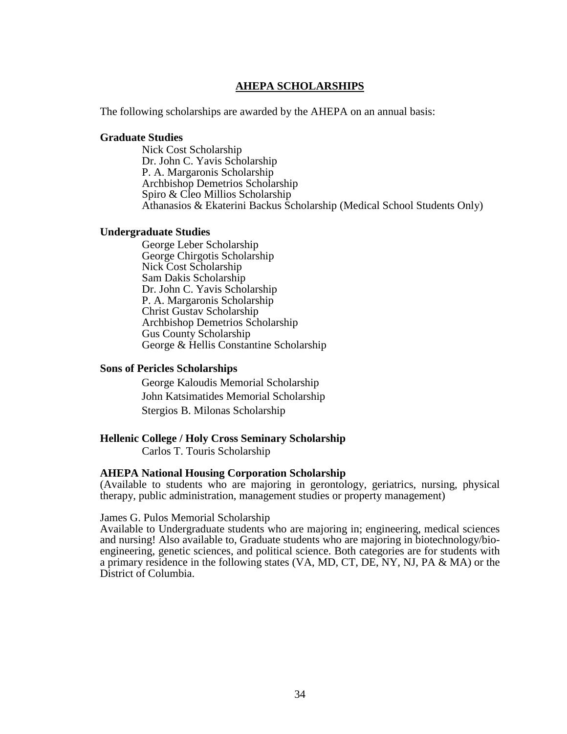# AHEPA SCHOLARSHIPS

The following scholarships are awarded by the AHEPA on an annual basis:

**Graduate Studies**

- Nick Cost Scholarship
- Dr. John C. Yavis Scholarship
- P. A. Margaronis Scholarship
- Archbishop Demetrios Scholarship
- Spiro & Cleo Millios Scholarship
- Athanasios & Ekaterini Backus Scholarship (Medical School Students Only)

**Undergraduate Studies**

- George Leber Scholarship
- George Chirgotis Scholarship
- Nick Cost Scholarship
- Sam Dakis Scholarship
- Dr. John C. Yavis Scholarship
- P. A. Margaronis Scholarship
- Christ Gustav Scholarship
- Archbishop Demetrios Scholarship
- Gus County Scholarship
- George & Hellis Constantine Scholarship

**Sons of Pericles Scholarships**

- George Kaloudis Memorial Scholarship
- John Katsimatides Memorial Scholarship
- Stergios B. Milonas Scholarship

**Hellenic College / Holy Cross Seminary Scholarship**

- Carlos T. Touris Scholarship

**AHEPA National Housing Corporation Scholarship**
(Available to students who are majoring in gerontology, geriatrics, nursing, physical therapy, public administration, management studies or property management)

James G. Pulos Memorial Scholarship
Available to Undergraduate students who are majoring in; engineering, medical sciences and nursing! Also available to, Graduate students who are majoring in biotechnology/bio-engineering, genetic sciences, and political science. Both categories are for students with a primary residence in the following states (VA, MD, CT, DE, NY, NJ, PA & MA) or the District of Columbia.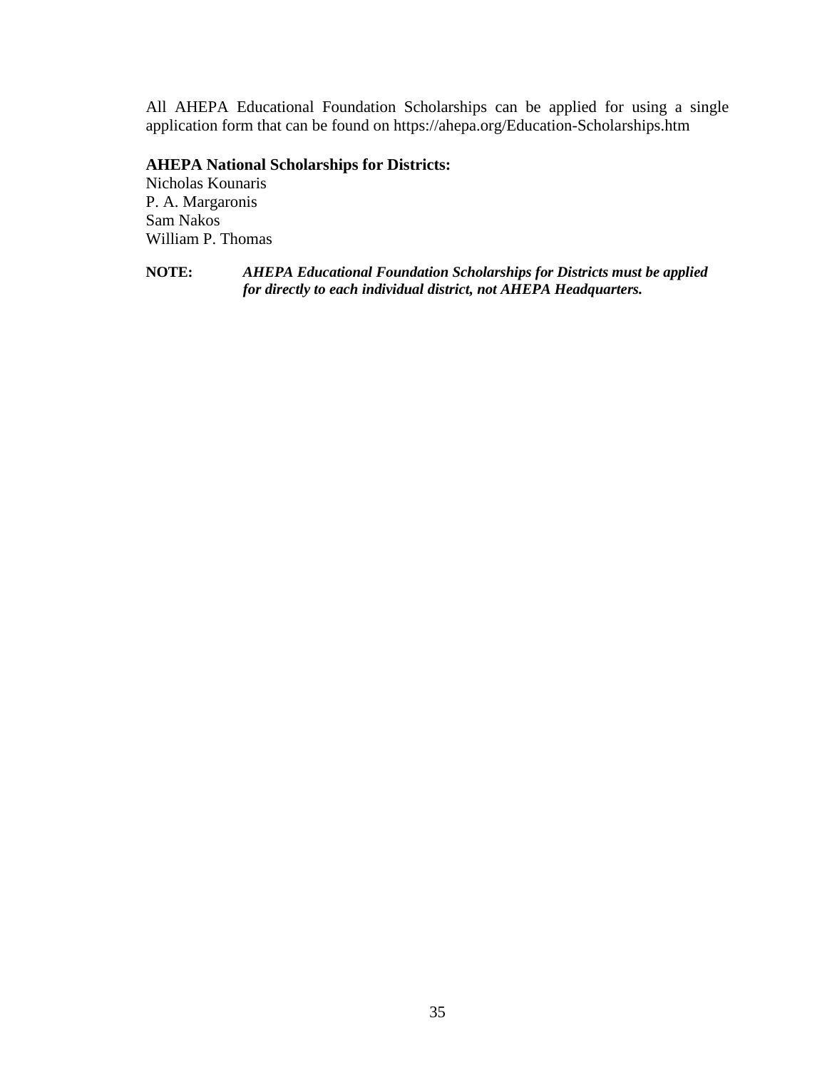All AHEPA Educational Foundation Scholarships can be applied for using a single application form that can be found on https://ahepa.org/Education-Scholarships.htm

**AHEPA National Scholarships for Districts:**

Nicholas Kounaris
P. A. Margaronis
Sam Nakos
William P. Thomas

**NOTE:** ***AHEPA Educational Foundation Scholarships for Districts must be applied for directly to each individual district, not AHEPA Headquarters.***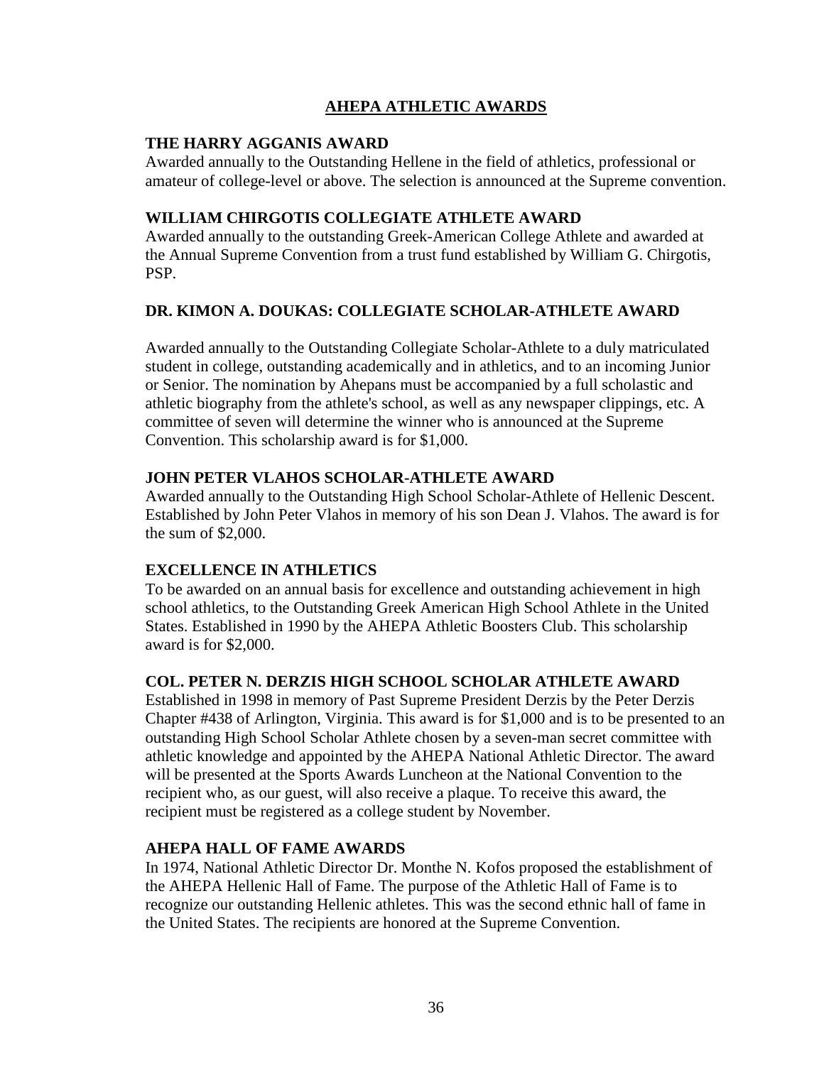# AHEPA ATHLETIC AWARDS

## THE HARRY AGGANIS AWARD

Awarded annually to the Outstanding Hellene in the field of athletics, professional or amateur of college-level or above. The selection is announced at the Supreme convention.

## WILLIAM CHIRGOTIS COLLEGIATE ATHLETE AWARD

Awarded annually to the outstanding Greek-American College Athlete and awarded at the Annual Supreme Convention from a trust fund established by William G. Chirgotis, PSP.

## DR. KIMON A. DOUKAS: COLLEGIATE SCHOLAR-ATHLETE AWARD

Awarded annually to the Outstanding Collegiate Scholar-Athlete to a duly matriculated student in college, outstanding academically and in athletics, and to an incoming Junior or Senior. The nomination by Ahepans must be accompanied by a full scholastic and athletic biography from the athlete's school, as well as any newspaper clippings, etc. A committee of seven will determine the winner who is announced at the Supreme Convention. This scholarship award is for $1,000.

## JOHN PETER VLAHOS SCHOLAR-ATHLETE AWARD

Awarded annually to the Outstanding High School Scholar-Athlete of Hellenic Descent. Established by John Peter Vlahos in memory of his son Dean J. Vlahos. The award is for the sum of $2,000.

## EXCELLENCE IN ATHLETICS

To be awarded on an annual basis for excellence and outstanding achievement in high school athletics, to the Outstanding Greek American High School Athlete in the United States. Established in 1990 by the AHEPA Athletic Boosters Club. This scholarship award is for $2,000.

## COL. PETER N. DERZIS HIGH SCHOOL SCHOLAR ATHLETE AWARD

Established in 1998 in memory of Past Supreme President Derzis by the Peter Derzis Chapter #438 of Arlington, Virginia. This award is for $1,000 and is to be presented to an outstanding High School Scholar Athlete chosen by a seven-man secret committee with athletic knowledge and appointed by the AHEPA National Athletic Director. The award will be presented at the Sports Awards Luncheon at the National Convention to the recipient who, as our guest, will also receive a plaque. To receive this award, the recipient must be registered as a college student by November.

## AHEPA HALL OF FAME AWARDS

In 1974, National Athletic Director Dr. Monthe N. Kofos proposed the establishment of the AHEPA Hellenic Hall of Fame. The purpose of the Athletic Hall of Fame is to recognize our outstanding Hellenic athletes. This was the second ethnic hall of fame in the United States. The recipients are honored at the Supreme Convention.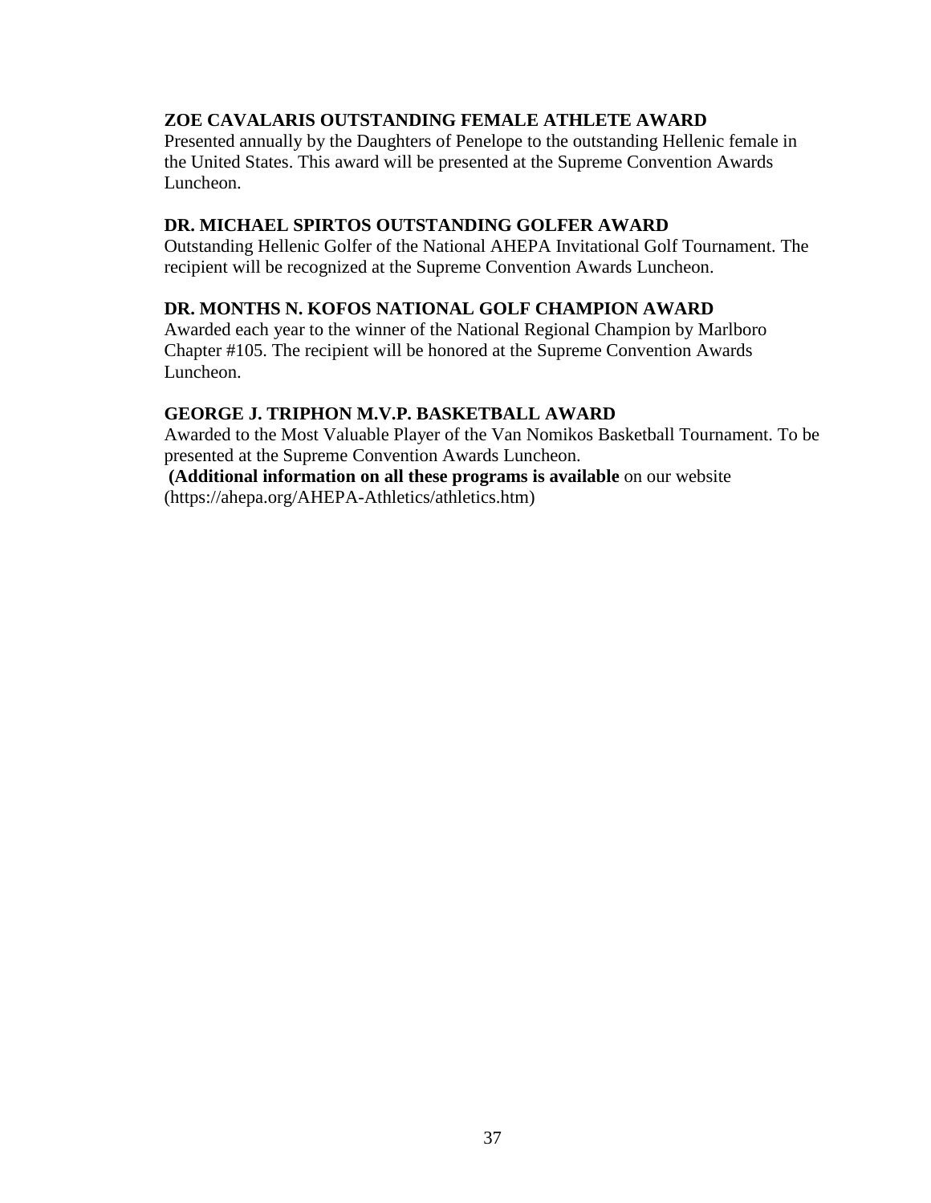### ZOE CAVALARIS OUTSTANDING FEMALE ATHLETE AWARD

Presented annually by the Daughters of Penelope to the outstanding Hellenic female in the United States. This award will be presented at the Supreme Convention Awards Luncheon.

### DR. MICHAEL SPIRTOS OUTSTANDING GOLFER AWARD

Outstanding Hellenic Golfer of the National AHEPA Invitational Golf Tournament. The recipient will be recognized at the Supreme Convention Awards Luncheon.

### DR. MONTHS N. KOFOS NATIONAL GOLF CHAMPION AWARD

Awarded each year to the winner of the National Regional Champion by Marlboro Chapter #105. The recipient will be honored at the Supreme Convention Awards Luncheon.

### GEORGE J. TRIPHON M.V.P. BASKETBALL AWARD

Awarded to the Most Valuable Player of the Van Nomikos Basketball Tournament. To be presented at the Supreme Convention Awards Luncheon.

**(Additional information on all these programs is available** on our website (https://ahepa.org/AHEPA-Athletics/athletics.htm)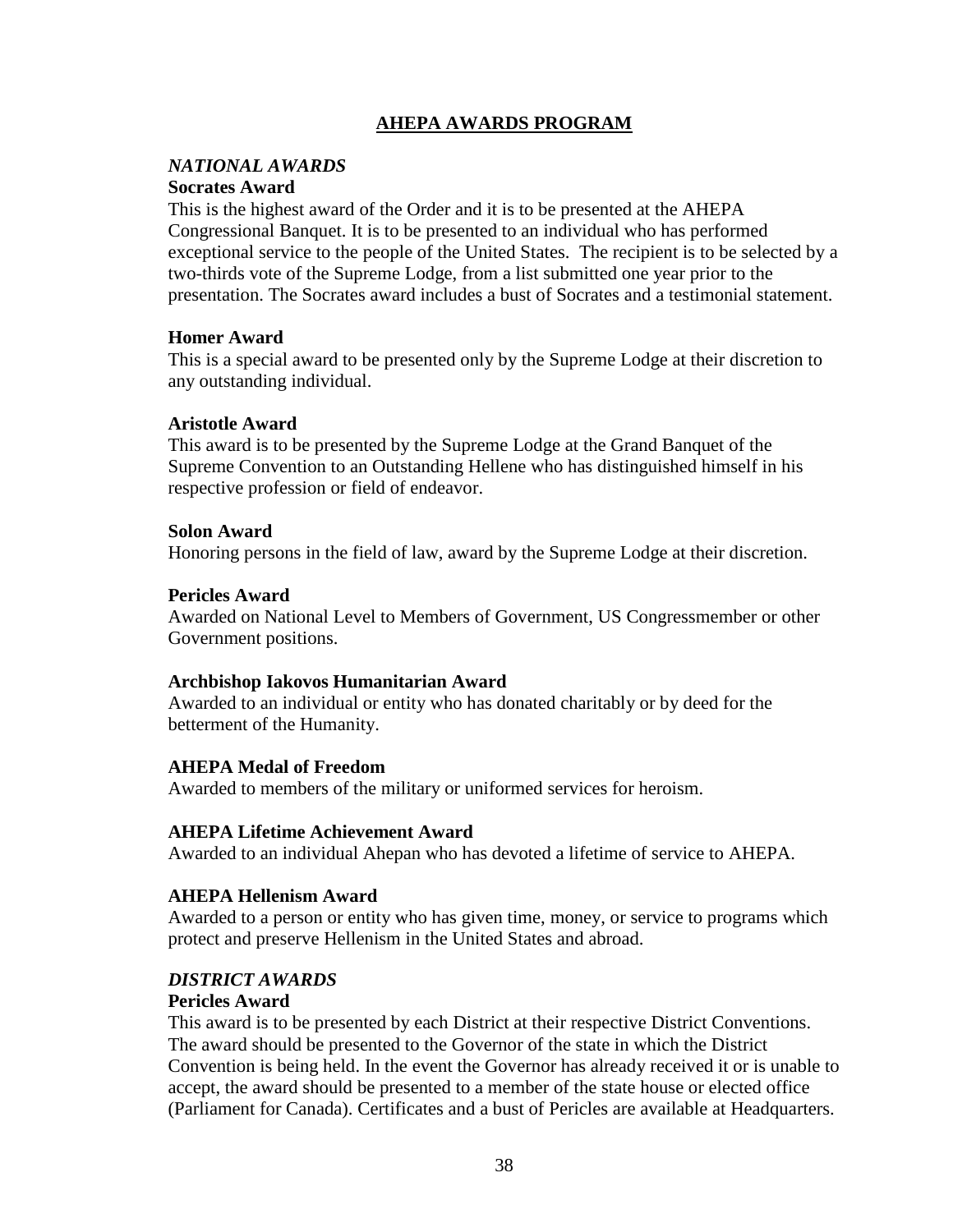# AHEPA AWARDS PROGRAM

## *NATIONAL AWARDS*

### Socrates Award

This is the highest award of the Order and it is to be presented at the AHEPA Congressional Banquet. It is to be presented to an individual who has performed exceptional service to the people of the United States. The recipient is to be selected by a two-thirds vote of the Supreme Lodge, from a list submitted one year prior to the presentation. The Socrates award includes a bust of Socrates and a testimonial statement.

### Homer Award

This is a special award to be presented only by the Supreme Lodge at their discretion to any outstanding individual.

### Aristotle Award

This award is to be presented by the Supreme Lodge at the Grand Banquet of the Supreme Convention to an Outstanding Hellene who has distinguished himself in his respective profession or field of endeavor.

### Solon Award

Honoring persons in the field of law, award by the Supreme Lodge at their discretion.

### Pericles Award

Awarded on National Level to Members of Government, US Congressmember or other Government positions.

### Archbishop Iakovos Humanitarian Award

Awarded to an individual or entity who has donated charitably or by deed for the betterment of the Humanity.

### AHEPA Medal of Freedom

Awarded to members of the military or uniformed services for heroism.

### AHEPA Lifetime Achievement Award

Awarded to an individual Ahepan who has devoted a lifetime of service to AHEPA.

### AHEPA Hellenism Award

Awarded to a person or entity who has given time, money, or service to programs which protect and preserve Hellenism in the United States and abroad.

## *DISTRICT AWARDS*

### Pericles Award

This award is to be presented by each District at their respective District Conventions. The award should be presented to the Governor of the state in which the District Convention is being held. In the event the Governor has already received it or is unable to accept, the award should be presented to a member of the state house or elected office (Parliament for Canada). Certificates and a bust of Pericles are available at Headquarters.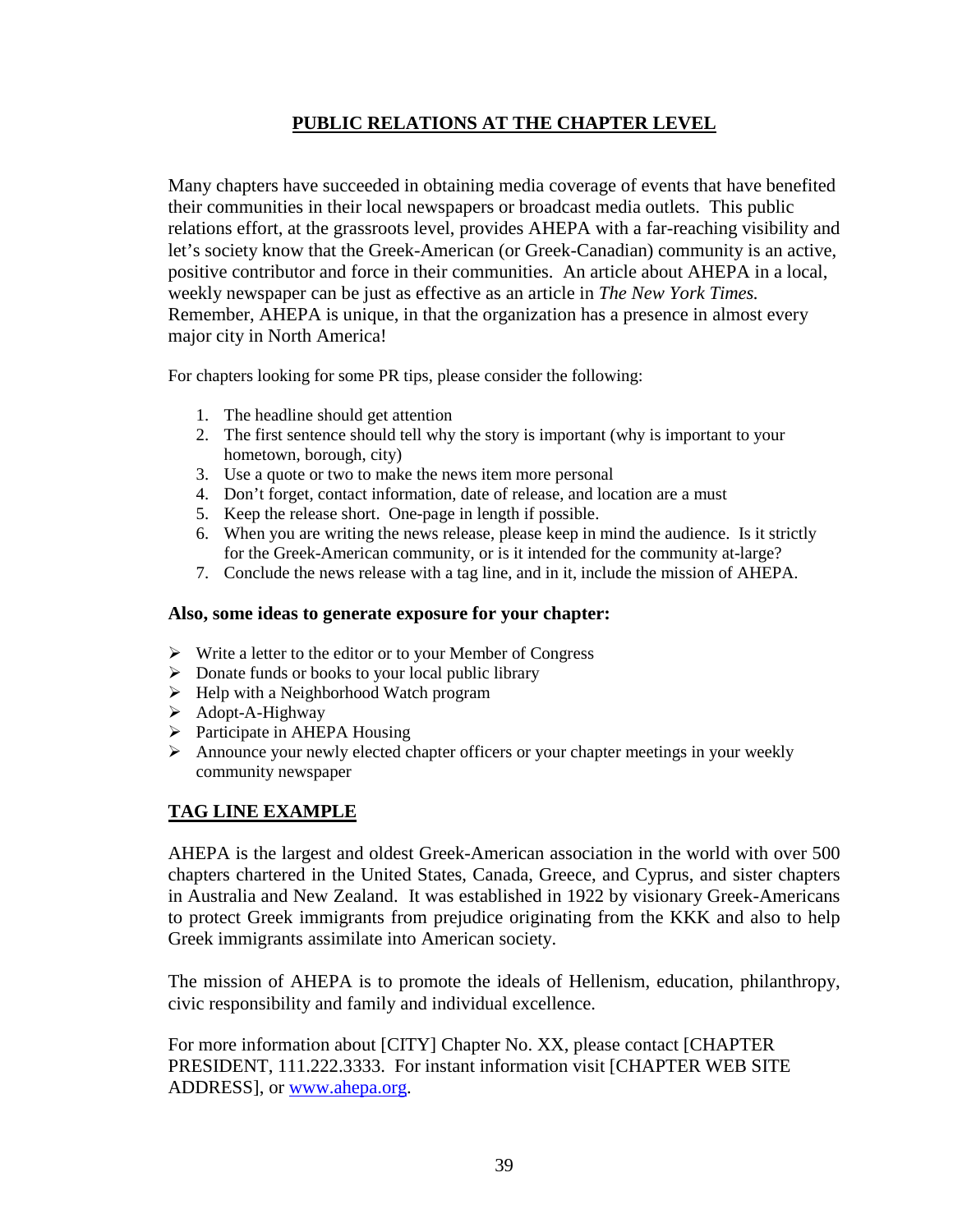## PUBLIC RELATIONS AT THE CHAPTER LEVEL

Many chapters have succeeded in obtaining media coverage of events that have benefited their communities in their local newspapers or broadcast media outlets. This public relations effort, at the grassroots level, provides AHEPA with a far-reaching visibility and let's society know that the Greek-American (or Greek-Canadian) community is an active, positive contributor and force in their communities. An article about AHEPA in a local, weekly newspaper can be just as effective as an article in *The New York Times.* Remember, AHEPA is unique, in that the organization has a presence in almost every major city in North America!

For chapters looking for some PR tips, please consider the following:

1. The headline should get attention
2. The first sentence should tell why the story is important (why is important to your hometown, borough, city)
3. Use a quote or two to make the news item more personal
4. Don't forget, contact information, date of release, and location are a must
5. Keep the release short. One-page in length if possible.
6. When you are writing the news release, please keep in mind the audience. Is it strictly for the Greek-American community, or is it intended for the community at-large?
7. Conclude the news release with a tag line, and in it, include the mission of AHEPA.

**Also, some ideas to generate exposure for your chapter:**

- Write a letter to the editor or to your Member of Congress
- Donate funds or books to your local public library
- Help with a Neighborhood Watch program
- Adopt-A-Highway
- Participate in AHEPA Housing
- Announce your newly elected chapter officers or your chapter meetings in your weekly community newspaper

## TAG LINE EXAMPLE

AHEPA is the largest and oldest Greek-American association in the world with over 500 chapters chartered in the United States, Canada, Greece, and Cyprus, and sister chapters in Australia and New Zealand. It was established in 1922 by visionary Greek-Americans to protect Greek immigrants from prejudice originating from the KKK and also to help Greek immigrants assimilate into American society.

The mission of AHEPA is to promote the ideals of Hellenism, education, philanthropy, civic responsibility and family and individual excellence.

For more information about [CITY] Chapter No. XX, please contact [CHAPTER PRESIDENT, 111.222.3333. For instant information visit [CHAPTER WEB SITE ADDRESS], or www.ahepa.org.